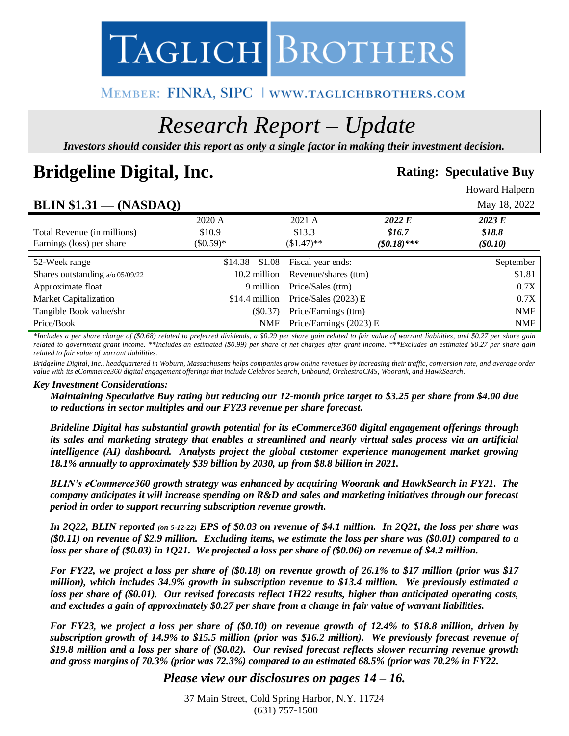# TAGLICH BROTHERS

MEMBER: FINRA, SIPC | WWW.TAGLICHBROTHERS.COM

# *Research Report – Update*

***Investors should consider this report as only a single factor in making their investment decision.***

# Bridgeline Digital, Inc.

**Rating: Speculative Buy**

Howard Halpern

## BLIN $1.31 — (NASDAQ)

May 18, 2022

| | 2020 A | 2021 A | *2022 E* | *2023 E* |
|---|---|---|---|---|
| Total Revenue (in millions) | $10.9 | $13.3 | ***$16.7*** | ***$18.8*** |
| Earnings (loss) per share | ($0.59)* | ($1.47)** | ***($0.18)**** | ***($0.10)*** |

| | | | |
|---|---|---|---|
| 52-Week range | $14.38 – $1.08 | Fiscal year ends: | September |
| Shares outstanding a/o 05/09/22 | 10.2 million | Revenue/shares (ttm) | $1.81 |
| Approximate float | 9 million | Price/Sales (ttm) | 0.7X |
| Market Capitalization | $14.4 million | Price/Sales (2023) E | 0.7X |
| Tangible Book value/shr | ($0.37) | Price/Earnings (ttm) | NMF |
| Price/Book | NMF | Price/Earnings (2023) E | NMF |

*\*Includes a per share charge of ($0.68) related to preferred dividends, a $0.29 per share gain related to fair value of warrant liabilities, and $0.27 per share gain related to government grant income. \*\*Includes an estimated ($0.99) per share of net charges after grant income. \*\*\*Excludes an estimated $0.27 per share gain related to fair value of warrant liabilities.*

*Bridgeline Digital, Inc., headquartered in Woburn, Massachusetts helps companies grow online revenues by increasing their traffic, conversion rate, and average order value with its eCommerce360 digital engagement offerings that include Celebros Search, Unbound, OrchestraCMS, Woorank, and HawkSearch.*

### *Key Investment Considerations:*

***Maintaining Speculative Buy rating but reducing our 12-month price target to $3.25 per share from $4.00 due to reductions in sector multiples and our FY23 revenue per share forecast.***

***Brideline Digital has substantial growth potential for its eCommerce360 digital engagement offerings through its sales and marketing strategy that enables a streamlined and nearly virtual sales process via an artificial intelligence (AI) dashboard. Analysts project the global customer experience management market growing 18.1% annually to approximately $39 billion by 2030, up from $8.8 billion in 2021.***

***BLIN's eCommerce360 growth strategy was enhanced by acquiring Woorank and HawkSearch in FY21. The company anticipates it will increase spending on R&D and sales and marketing initiatives through our forecast period in order to support recurring subscription revenue growth.***

***In 2Q22, BLIN reported (on 5-12-22) EPS of $0.03 on revenue of $4.1 million. In 2Q21, the loss per share was ($0.11) on revenue of $2.9 million. Excluding items, we estimate the loss per share was ($0.01) compared to a loss per share of ($0.03) in 1Q21. We projected a loss per share of ($0.06) on revenue of $4.2 million.***

***For FY22, we project a loss per share of ($0.18) on revenue growth of 26.1% to $17 million (prior was $17 million), which includes 34.9% growth in subscription revenue to $13.4 million. We previously estimated a loss per share of ($0.01). Our revised forecasts reflect 1H22 results, higher than anticipated operating costs, and excludes a gain of approximately $0.27 per share from a change in fair value of warrant liabilities.***

***For FY23, we project a loss per share of ($0.10) on revenue growth of 12.4% to $18.8 million, driven by subscription growth of 14.9% to $15.5 million (prior was $16.2 million). We previously forecast revenue of $19.8 million and a loss per share of ($0.02). Our revised forecast reflects slower recurring revenue growth and gross margins of 70.3% (prior was 72.3%) compared to an estimated 68.5% (prior was 70.2% in FY22.***

***Please view our disclosures on pages 14 – 16.***

37 Main Street, Cold Spring Harbor, N.Y. 11724
(631) 757-1500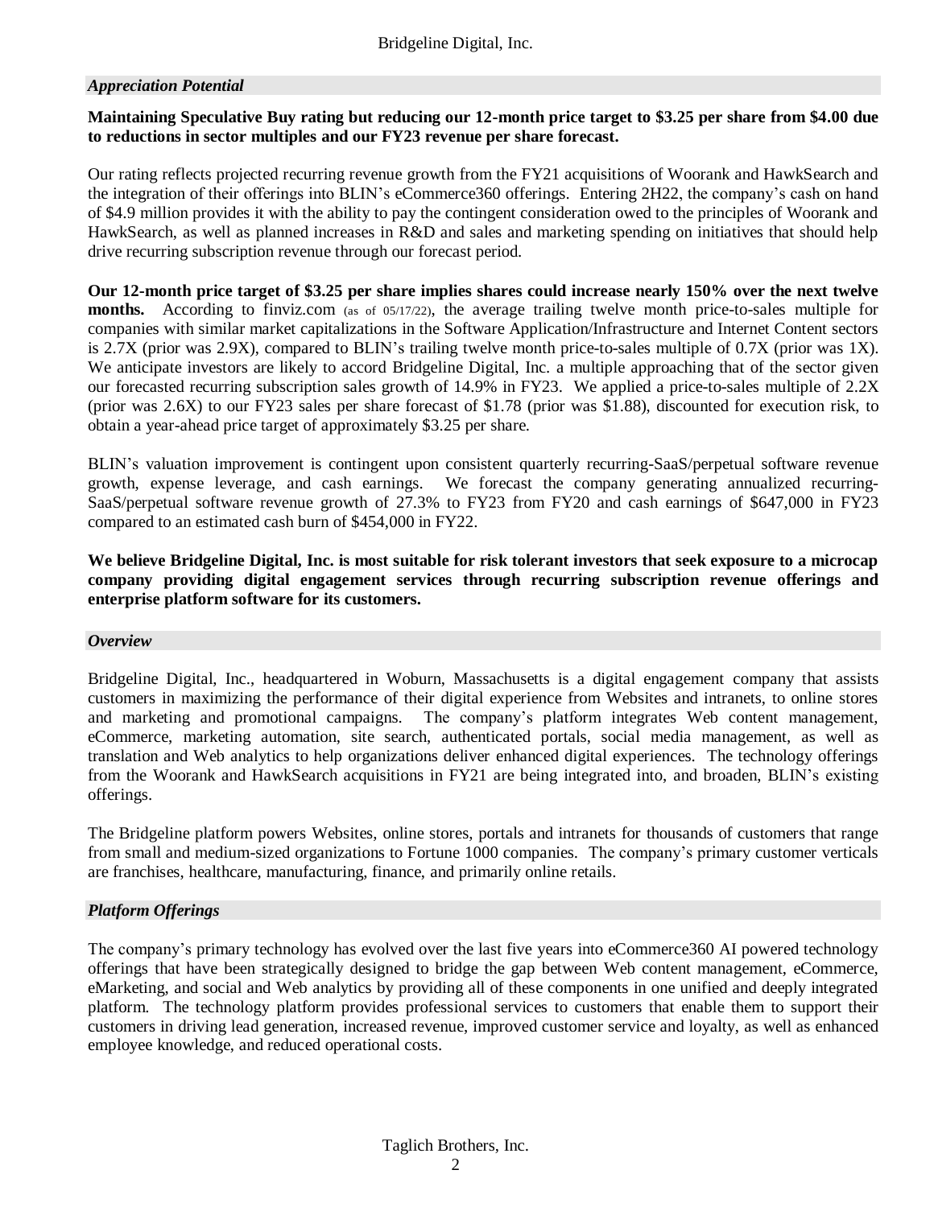### *Appreciation Potential*

**Maintaining Speculative Buy rating but reducing our 12-month price target to $3.25 per share from $4.00 due to reductions in sector multiples and our FY23 revenue per share forecast.**

Our rating reflects projected recurring revenue growth from the FY21 acquisitions of Woorank and HawkSearch and the integration of their offerings into BLIN's eCommerce360 offerings. Entering 2H22, the company's cash on hand of $4.9 million provides it with the ability to pay the contingent consideration owed to the principles of Woorank and HawkSearch, as well as planned increases in R&D and sales and marketing spending on initiatives that should help drive recurring subscription revenue through our forecast period.

**Our 12-month price target of $3.25 per share implies shares could increase nearly 150% over the next twelve months.** According to finviz.com (as of 05/17/22), the average trailing twelve month price-to-sales multiple for companies with similar market capitalizations in the Software Application/Infrastructure and Internet Content sectors is 2.7X (prior was 2.9X), compared to BLIN's trailing twelve month price-to-sales multiple of 0.7X (prior was 1X). We anticipate investors are likely to accord Bridgeline Digital, Inc. a multiple approaching that of the sector given our forecasted recurring subscription sales growth of 14.9% in FY23. We applied a price-to-sales multiple of 2.2X (prior was 2.6X) to our FY23 sales per share forecast of $1.78 (prior was $1.88), discounted for execution risk, to obtain a year-ahead price target of approximately $3.25 per share.

BLIN's valuation improvement is contingent upon consistent quarterly recurring-SaaS/perpetual software revenue growth, expense leverage, and cash earnings. We forecast the company generating annualized recurring-SaaS/perpetual software revenue growth of 27.3% to FY23 from FY20 and cash earnings of $647,000 in FY23 compared to an estimated cash burn of $454,000 in FY22.

**We believe Bridgeline Digital, Inc. is most suitable for risk tolerant investors that seek exposure to a microcap company providing digital engagement services through recurring subscription revenue offerings and enterprise platform software for its customers.**

### *Overview*

Bridgeline Digital, Inc., headquartered in Woburn, Massachusetts is a digital engagement company that assists customers in maximizing the performance of their digital experience from Websites and intranets, to online stores and marketing and promotional campaigns. The company's platform integrates Web content management, eCommerce, marketing automation, site search, authenticated portals, social media management, as well as translation and Web analytics to help organizations deliver enhanced digital experiences. The technology offerings from the Woorank and HawkSearch acquisitions in FY21 are being integrated into, and broaden, BLIN's existing offerings.

The Bridgeline platform powers Websites, online stores, portals and intranets for thousands of customers that range from small and medium-sized organizations to Fortune 1000 companies. The company's primary customer verticals are franchises, healthcare, manufacturing, finance, and primarily online retails.

### *Platform Offerings*

The company's primary technology has evolved over the last five years into eCommerce360 AI powered technology offerings that have been strategically designed to bridge the gap between Web content management, eCommerce, eMarketing, and social and Web analytics by providing all of these components in one unified and deeply integrated platform. The technology platform provides professional services to customers that enable them to support their customers in driving lead generation, increased revenue, improved customer service and loyalty, as well as enhanced employee knowledge, and reduced operational costs.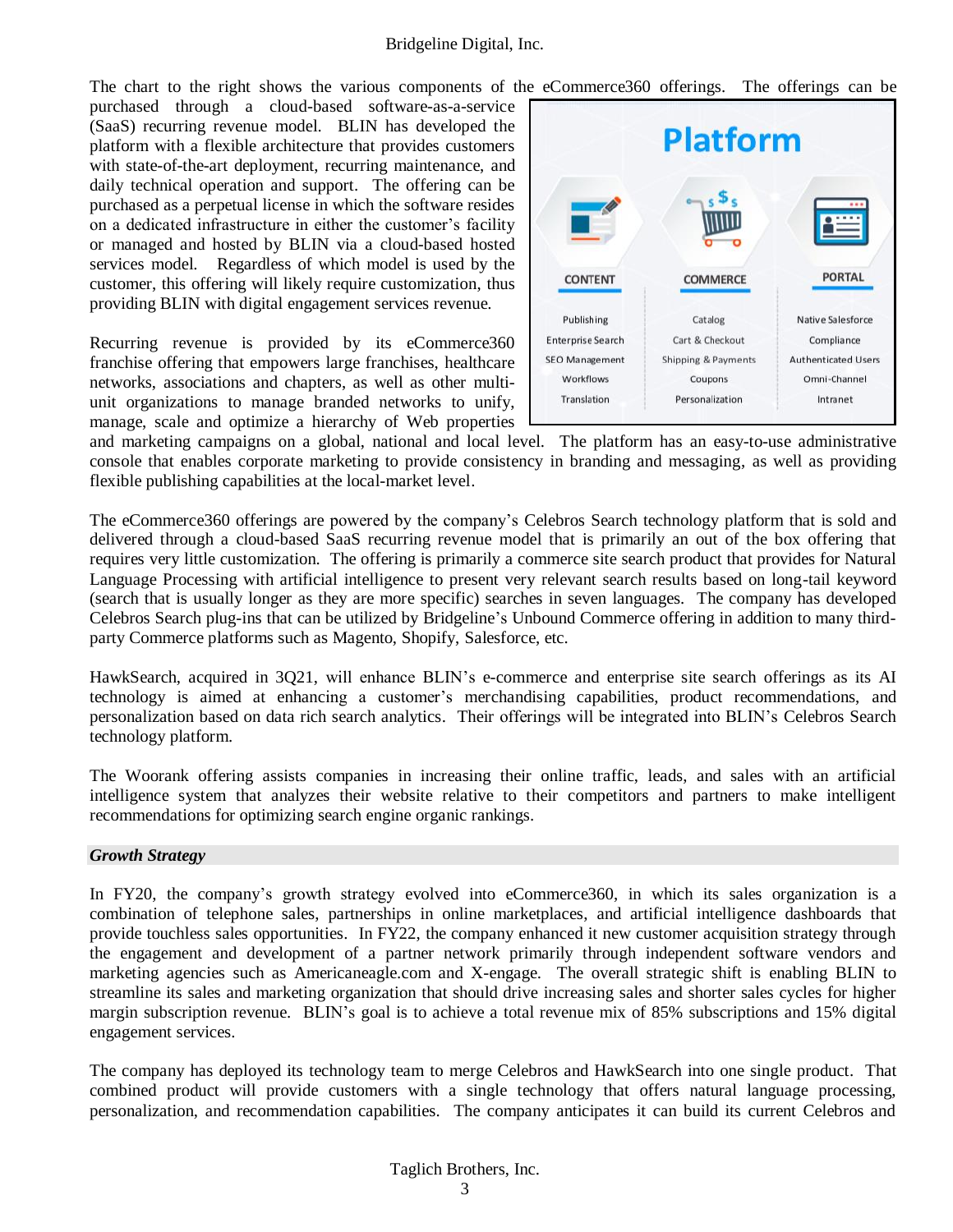The chart to the right shows the various components of the eCommerce360 offerings. The offerings can be purchased through a cloud-based software-as-a-service (SaaS) recurring revenue model. BLIN has developed the platform with a flexible architecture that provides customers with state-of-the-art deployment, recurring maintenance, and daily technical operation and support. The offering can be purchased as a perpetual license in which the software resides on a dedicated infrastructure in either the customer's facility or managed and hosted by BLIN via a cloud-based hosted services model. Regardless of which model is used by the customer, this offering will likely require customization, thus providing BLIN with digital engagement services revenue.

**Platform**

| CONTENT | COMMERCE | PORTAL |
|---|---|---|
| Publishing | Catalog | Native Salesforce |
| Enterprise Search | Cart & Checkout | Compliance |
| SEO Management | Shipping & Payments | Authenticated Users |
| Workflows | Coupons | Omni-Channel |
| Translation | Personalization | Intranet |

Recurring revenue is provided by its eCommerce360 franchise offering that empowers large franchises, healthcare networks, associations and chapters, as well as other multi-unit organizations to manage branded networks to unify, manage, scale and optimize a hierarchy of Web properties and marketing campaigns on a global, national and local level. The platform has an easy-to-use administrative console that enables corporate marketing to provide consistency in branding and messaging, as well as providing flexible publishing capabilities at the local-market level.

The eCommerce360 offerings are powered by the company's Celebros Search technology platform that is sold and delivered through a cloud-based SaaS recurring revenue model that is primarily an out of the box offering that requires very little customization. The offering is primarily a commerce site search product that provides for Natural Language Processing with artificial intelligence to present very relevant search results based on long-tail keyword (search that is usually longer as they are more specific) searches in seven languages. The company has developed Celebros Search plug-ins that can be utilized by Bridgeline's Unbound Commerce offering in addition to many third-party Commerce platforms such as Magento, Shopify, Salesforce, etc.

HawkSearch, acquired in 3Q21, will enhance BLIN's e-commerce and enterprise site search offerings as its AI technology is aimed at enhancing a customer's merchandising capabilities, product recommendations, and personalization based on data rich search analytics. Their offerings will be integrated into BLIN's Celebros Search technology platform.

The Woorank offering assists companies in increasing their online traffic, leads, and sales with an artificial intelligence system that analyzes their website relative to their competitors and partners to make intelligent recommendations for optimizing search engine organic rankings.

## *Growth Strategy*

In FY20, the company's growth strategy evolved into eCommerce360, in which its sales organization is a combination of telephone sales, partnerships in online marketplaces, and artificial intelligence dashboards that provide touchless sales opportunities. In FY22, the company enhanced it new customer acquisition strategy through the engagement and development of a partner network primarily through independent software vendors and marketing agencies such as Americaneagle.com and X-engage. The overall strategic shift is enabling BLIN to streamline its sales and marketing organization that should drive increasing sales and shorter sales cycles for higher margin subscription revenue. BLIN's goal is to achieve a total revenue mix of 85% subscriptions and 15% digital engagement services.

The company has deployed its technology team to merge Celebros and HawkSearch into one single product. That combined product will provide customers with a single technology that offers natural language processing, personalization, and recommendation capabilities. The company anticipates it can build its current Celebros and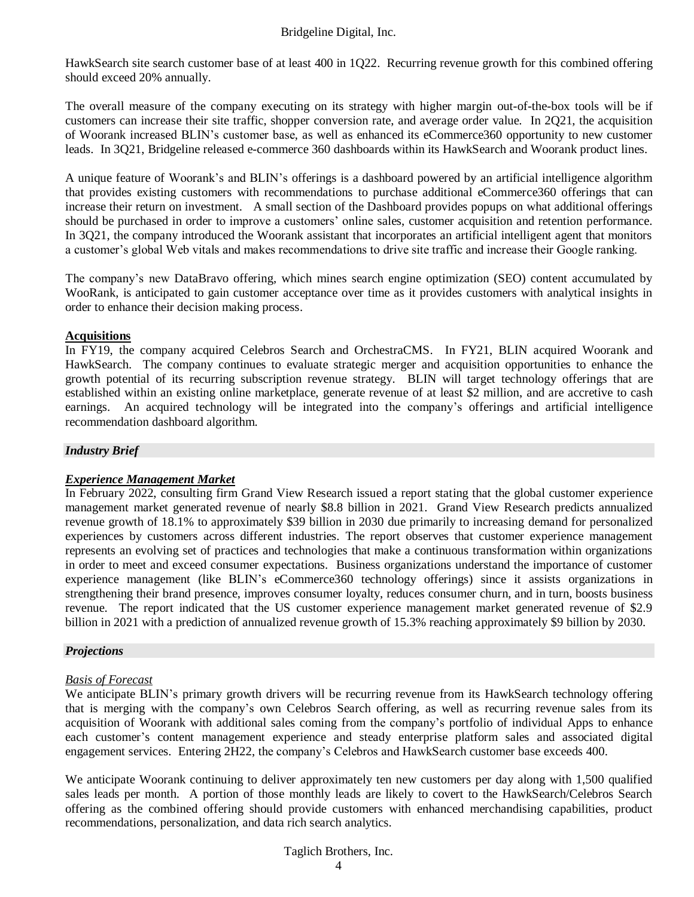HawkSearch site search customer base of at least 400 in 1Q22. Recurring revenue growth for this combined offering should exceed 20% annually.

The overall measure of the company executing on its strategy with higher margin out-of-the-box tools will be if customers can increase their site traffic, shopper conversion rate, and average order value. In 2Q21, the acquisition of Woorank increased BLIN's customer base, as well as enhanced its eCommerce360 opportunity to new customer leads. In 3Q21, Bridgeline released e-commerce 360 dashboards within its HawkSearch and Woorank product lines.

A unique feature of Woorank's and BLIN's offerings is a dashboard powered by an artificial intelligence algorithm that provides existing customers with recommendations to purchase additional eCommerce360 offerings that can increase their return on investment. A small section of the Dashboard provides popups on what additional offerings should be purchased in order to improve a customers' online sales, customer acquisition and retention performance. In 3Q21, the company introduced the Woorank assistant that incorporates an artificial intelligent agent that monitors a customer's global Web vitals and makes recommendations to drive site traffic and increase their Google ranking.

The company's new DataBravo offering, which mines search engine optimization (SEO) content accumulated by WooRank, is anticipated to gain customer acceptance over time as it provides customers with analytical insights in order to enhance their decision making process.

**Acquisitions**

In FY19, the company acquired Celebros Search and OrchestraCMS. In FY21, BLIN acquired Woorank and HawkSearch. The company continues to evaluate strategic merger and acquisition opportunities to enhance the growth potential of its recurring subscription revenue strategy. BLIN will target technology offerings that are established within an existing online marketplace, generate revenue of at least $2 million, and are accretive to cash earnings. An acquired technology will be integrated into the company's offerings and artificial intelligence recommendation dashboard algorithm.

## *Industry Brief*

***Experience Management Market***

In February 2022, consulting firm Grand View Research issued a report stating that the global customer experience management market generated revenue of nearly $8.8 billion in 2021. Grand View Research predicts annualized revenue growth of 18.1% to approximately $39 billion in 2030 due primarily to increasing demand for personalized experiences by customers across different industries. The report observes that customer experience management represents an evolving set of practices and technologies that make a continuous transformation within organizations in order to meet and exceed consumer expectations. Business organizations understand the importance of customer experience management (like BLIN's eCommerce360 technology offerings) since it assists organizations in strengthening their brand presence, improves consumer loyalty, reduces consumer churn, and in turn, boosts business revenue. The report indicated that the US customer experience management market generated revenue of $2.9 billion in 2021 with a prediction of annualized revenue growth of 15.3% reaching approximately $9 billion by 2030.

## *Projections*

*Basis of Forecast*

We anticipate BLIN's primary growth drivers will be recurring revenue from its HawkSearch technology offering that is merging with the company's own Celebros Search offering, as well as recurring revenue sales from its acquisition of Woorank with additional sales coming from the company's portfolio of individual Apps to enhance each customer's content management experience and steady enterprise platform sales and associated digital engagement services. Entering 2H22, the company's Celebros and HawkSearch customer base exceeds 400.

We anticipate Woorank continuing to deliver approximately ten new customers per day along with 1,500 qualified sales leads per month. A portion of those monthly leads are likely to covert to the HawkSearch/Celebros Search offering as the combined offering should provide customers with enhanced merchandising capabilities, product recommendations, personalization, and data rich search analytics.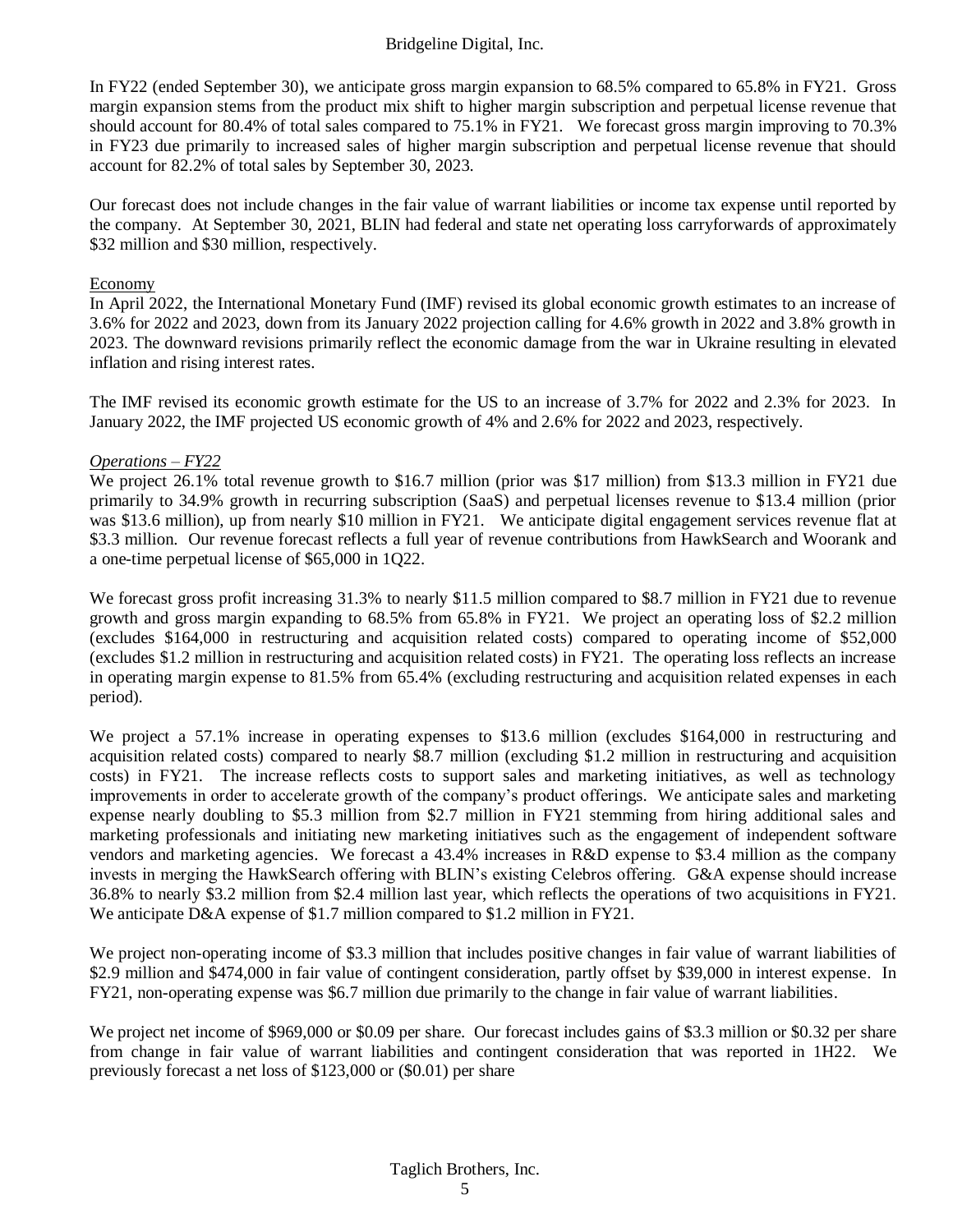In FY22 (ended September 30), we anticipate gross margin expansion to 68.5% compared to 65.8% in FY21. Gross margin expansion stems from the product mix shift to higher margin subscription and perpetual license revenue that should account for 80.4% of total sales compared to 75.1% in FY21. We forecast gross margin improving to 70.3% in FY23 due primarily to increased sales of higher margin subscription and perpetual license revenue that should account for 82.2% of total sales by September 30, 2023.

Our forecast does not include changes in the fair value of warrant liabilities or income tax expense until reported by the company. At September 30, 2021, BLIN had federal and state net operating loss carryforwards of approximately $32 million and $30 million, respectively.

Economy

In April 2022, the International Monetary Fund (IMF) revised its global economic growth estimates to an increase of 3.6% for 2022 and 2023, down from its January 2022 projection calling for 4.6% growth in 2022 and 3.8% growth in 2023. The downward revisions primarily reflect the economic damage from the war in Ukraine resulting in elevated inflation and rising interest rates.

The IMF revised its economic growth estimate for the US to an increase of 3.7% for 2022 and 2.3% for 2023. In January 2022, the IMF projected US economic growth of 4% and 2.6% for 2022 and 2023, respectively.

*Operations – FY22*

We project 26.1% total revenue growth to $16.7 million (prior was $17 million) from $13.3 million in FY21 due primarily to 34.9% growth in recurring subscription (SaaS) and perpetual licenses revenue to $13.4 million (prior was $13.6 million), up from nearly $10 million in FY21. We anticipate digital engagement services revenue flat at $3.3 million. Our revenue forecast reflects a full year of revenue contributions from HawkSearch and Woorank and a one-time perpetual license of $65,000 in 1Q22.

We forecast gross profit increasing 31.3% to nearly $11.5 million compared to $8.7 million in FY21 due to revenue growth and gross margin expanding to 68.5% from 65.8% in FY21. We project an operating loss of $2.2 million (excludes $164,000 in restructuring and acquisition related costs) compared to operating income of $52,000 (excludes $1.2 million in restructuring and acquisition related costs) in FY21. The operating loss reflects an increase in operating margin expense to 81.5% from 65.4% (excluding restructuring and acquisition related expenses in each period).

We project a 57.1% increase in operating expenses to $13.6 million (excludes $164,000 in restructuring and acquisition related costs) compared to nearly $8.7 million (excluding $1.2 million in restructuring and acquisition costs) in FY21. The increase reflects costs to support sales and marketing initiatives, as well as technology improvements in order to accelerate growth of the company's product offerings. We anticipate sales and marketing expense nearly doubling to $5.3 million from $2.7 million in FY21 stemming from hiring additional sales and marketing professionals and initiating new marketing initiatives such as the engagement of independent software vendors and marketing agencies. We forecast a 43.4% increases in R&D expense to $3.4 million as the company invests in merging the HawkSearch offering with BLIN's existing Celebros offering. G&A expense should increase 36.8% to nearly $3.2 million from $2.4 million last year, which reflects the operations of two acquisitions in FY21. We anticipate D&A expense of $1.7 million compared to $1.2 million in FY21.

We project non-operating income of $3.3 million that includes positive changes in fair value of warrant liabilities of $2.9 million and $474,000 in fair value of contingent consideration, partly offset by $39,000 in interest expense. In FY21, non-operating expense was $6.7 million due primarily to the change in fair value of warrant liabilities.

We project net income of $969,000 or $0.09 per share. Our forecast includes gains of $3.3 million or $0.32 per share from change in fair value of warrant liabilities and contingent consideration that was reported in 1H22. We previously forecast a net loss of $123,000 or ($0.01) per share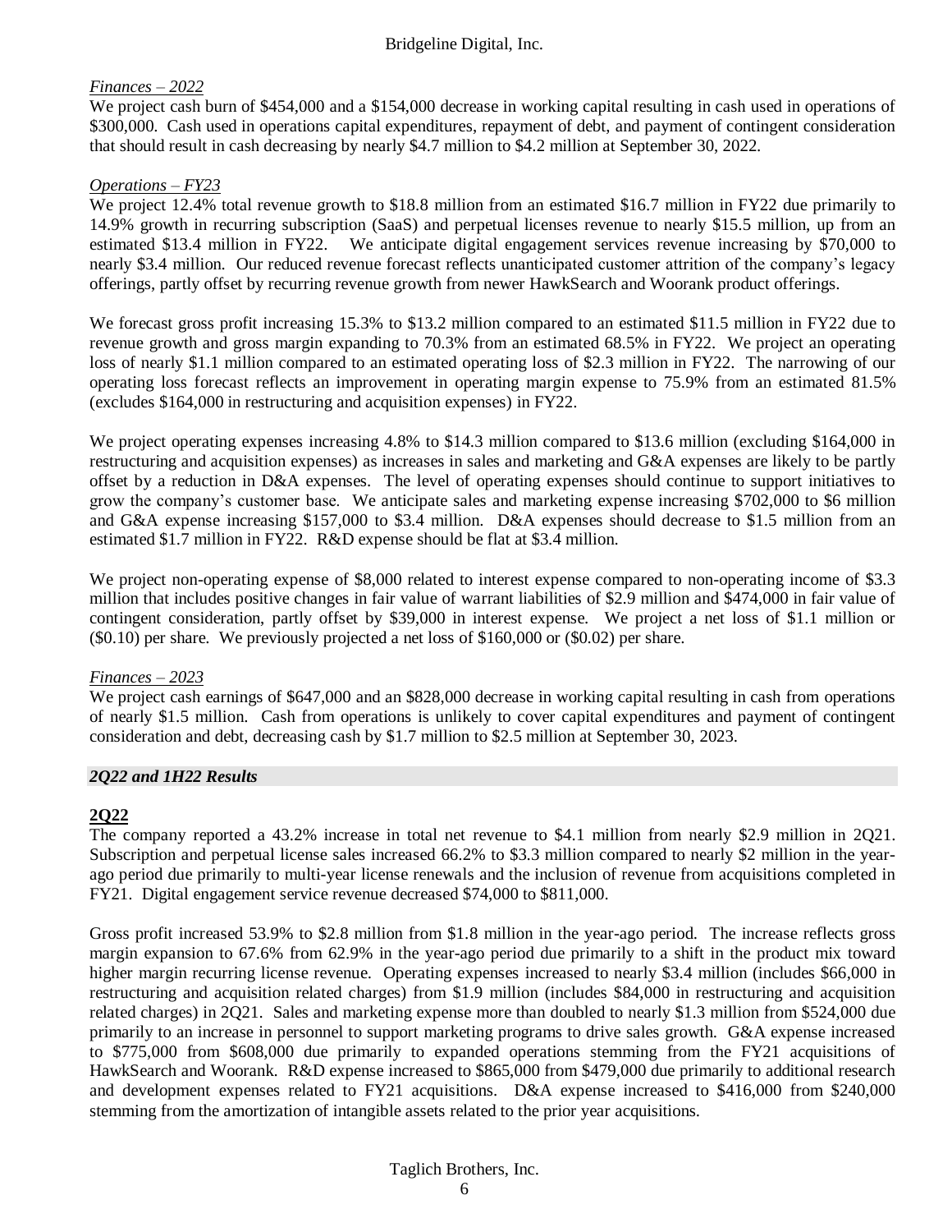*Finances – 2022*

We project cash burn of $454,000 and a $154,000 decrease in working capital resulting in cash used in operations of $300,000. Cash used in operations capital expenditures, repayment of debt, and payment of contingent consideration that should result in cash decreasing by nearly $4.7 million to $4.2 million at September 30, 2022.

*Operations – FY23*

We project 12.4% total revenue growth to $18.8 million from an estimated $16.7 million in FY22 due primarily to 14.9% growth in recurring subscription (SaaS) and perpetual licenses revenue to nearly $15.5 million, up from an estimated $13.4 million in FY22. We anticipate digital engagement services revenue increasing by $70,000 to nearly $3.4 million. Our reduced revenue forecast reflects unanticipated customer attrition of the company's legacy offerings, partly offset by recurring revenue growth from newer HawkSearch and Woorank product offerings.

We forecast gross profit increasing 15.3% to $13.2 million compared to an estimated $11.5 million in FY22 due to revenue growth and gross margin expanding to 70.3% from an estimated 68.5% in FY22. We project an operating loss of nearly $1.1 million compared to an estimated operating loss of $2.3 million in FY22. The narrowing of our operating loss forecast reflects an improvement in operating margin expense to 75.9% from an estimated 81.5% (excludes $164,000 in restructuring and acquisition expenses) in FY22.

We project operating expenses increasing 4.8% to $14.3 million compared to $13.6 million (excluding $164,000 in restructuring and acquisition expenses) as increases in sales and marketing and G&A expenses are likely to be partly offset by a reduction in D&A expenses. The level of operating expenses should continue to support initiatives to grow the company's customer base. We anticipate sales and marketing expense increasing $702,000 to $6 million and G&A expense increasing $157,000 to $3.4 million. D&A expenses should decrease to $1.5 million from an estimated $1.7 million in FY22. R&D expense should be flat at $3.4 million.

We project non-operating expense of $8,000 related to interest expense compared to non-operating income of $3.3 million that includes positive changes in fair value of warrant liabilities of $2.9 million and $474,000 in fair value of contingent consideration, partly offset by $39,000 in interest expense. We project a net loss of $1.1 million or ($0.10) per share. We previously projected a net loss of $160,000 or ($0.02) per share.

*Finances – 2023*

We project cash earnings of $647,000 and an $828,000 decrease in working capital resulting in cash from operations of nearly $1.5 million. Cash from operations is unlikely to cover capital expenditures and payment of contingent consideration and debt, decreasing cash by $1.7 million to $2.5 million at September 30, 2023.

## *2Q22 and 1H22 Results*

### 2Q22

The company reported a 43.2% increase in total net revenue to $4.1 million from nearly $2.9 million in 2Q21. Subscription and perpetual license sales increased 66.2% to $3.3 million compared to nearly $2 million in the year-ago period due primarily to multi-year license renewals and the inclusion of revenue from acquisitions completed in FY21. Digital engagement service revenue decreased $74,000 to $811,000.

Gross profit increased 53.9% to $2.8 million from $1.8 million in the year-ago period. The increase reflects gross margin expansion to 67.6% from 62.9% in the year-ago period due primarily to a shift in the product mix toward higher margin recurring license revenue. Operating expenses increased to nearly $3.4 million (includes $66,000 in restructuring and acquisition related charges) from $1.9 million (includes $84,000 in restructuring and acquisition related charges) in 2Q21. Sales and marketing expense more than doubled to nearly $1.3 million from $524,000 due primarily to an increase in personnel to support marketing programs to drive sales growth. G&A expense increased to $775,000 from $608,000 due primarily to expanded operations stemming from the FY21 acquisitions of HawkSearch and Woorank. R&D expense increased to $865,000 from $479,000 due primarily to additional research and development expenses related to FY21 acquisitions. D&A expense increased to $416,000 from $240,000 stemming from the amortization of intangible assets related to the prior year acquisitions.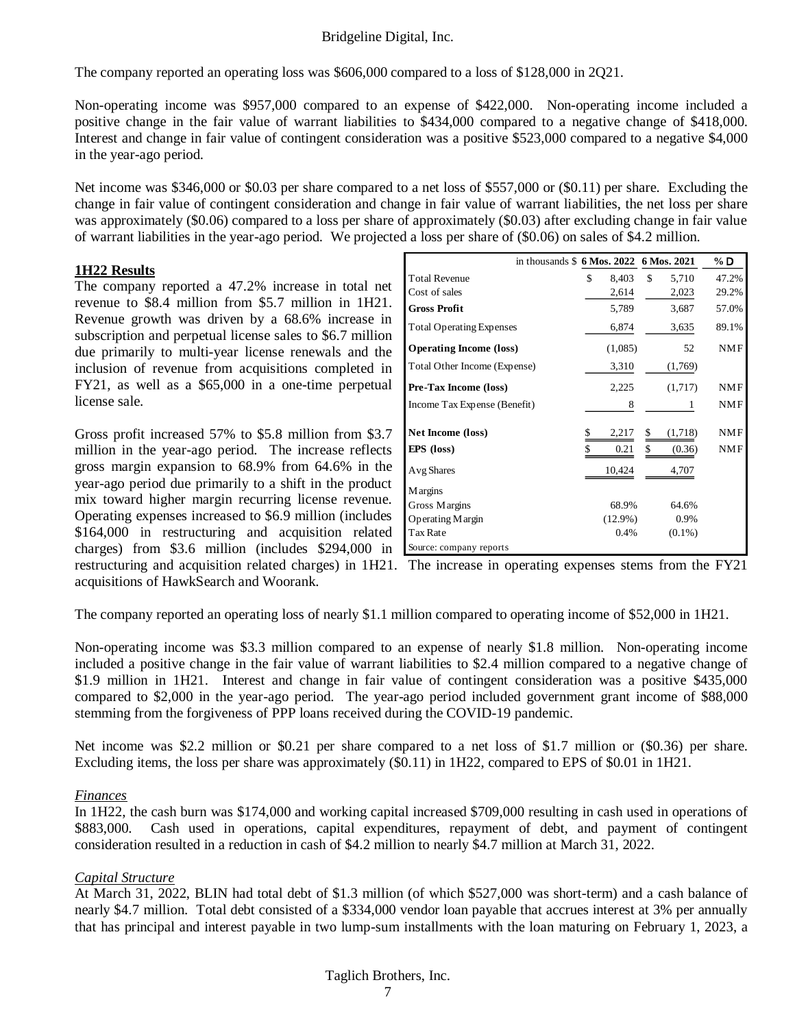The company reported an operating loss was $606,000 compared to a loss of $128,000 in 2Q21.

Non-operating income was $957,000 compared to an expense of $422,000. Non-operating income included a positive change in the fair value of warrant liabilities to $434,000 compared to a negative change of $418,000. Interest and change in fair value of contingent consideration was a positive $523,000 compared to a negative $4,000 in the year-ago period.

Net income was $346,000 or $0.03 per share compared to a net loss of $557,000 or ($0.11) per share. Excluding the change in fair value of contingent consideration and change in fair value of warrant liabilities, the net loss per share was approximately ($0.06) compared to a loss per share of approximately ($0.03) after excluding change in fair value of warrant liabilities in the year-ago period. We projected a loss per share of ($0.06) on sales of $4.2 million.

**1H22 Results**

The company reported a 47.2% increase in total net revenue to $8.4 million from $5.7 million in 1H21. Revenue growth was driven by a 68.6% increase in subscription and perpetual license sales to $6.7 million due primarily to multi-year license renewals and the inclusion of revenue from acquisitions completed in FY21, as well as a $65,000 in a one-time perpetual license sale.

| in thousands $ | 6 Mos. 2022 | 6 Mos. 2021 | % Δ |
|---|---|---|---|
| Total Revenue | $ 8,403 | $ 5,710 | 47.2% |
| Cost of sales | 2,614 | 2,023 | 29.2% |
| **Gross Profit** | 5,789 | 3,687 | 57.0% |
| Total Operating Expenses | 6,874 | 3,635 | 89.1% |
| **Operating Income (loss)** | (1,085) | 52 | NMF |
| Total Other Income (Expense) | 3,310 | (1,769) | |
| **Pre-Tax Income (loss)** | 2,225 | (1,717) | NMF |
| Income Tax Expense (Benefit) | 8 | 1 | NMF |
| **Net Income (loss)** | $ 2,217 | $ (1,718) | NMF |
| **EPS (loss)** | $ 0.21 | $ (0.36) | NMF |
| Avg Shares | 10,424 | 4,707 | |
| Margins | | | |
| Gross Margins | 68.9% | 64.6% | |
| Operating Margin | (12.9%) | 0.9% | |
| Tax Rate | 0.4% | (0.1%) | |
| Source: company reports | | | |

Gross profit increased 57% to $5.8 million from $3.7 million in the year-ago period. The increase reflects gross margin expansion to 68.9% from 64.6% in the year-ago period due primarily to a shift in the product mix toward higher margin recurring license revenue. Operating expenses increased to $6.9 million (includes $164,000 in restructuring and acquisition related charges) from $3.6 million (includes $294,000 in restructuring and acquisition related charges) in 1H21. The increase in operating expenses stems from the FY21 acquisitions of HawkSearch and Woorank.

The company reported an operating loss of nearly $1.1 million compared to operating income of $52,000 in 1H21.

Non-operating income was $3.3 million compared to an expense of nearly $1.8 million. Non-operating income included a positive change in the fair value of warrant liabilities to $2.4 million compared to a negative change of $1.9 million in 1H21. Interest and change in fair value of contingent consideration was a positive $435,000 compared to $2,000 in the year-ago period. The year-ago period included government grant income of $88,000 stemming from the forgiveness of PPP loans received during the COVID-19 pandemic.

Net income was $2.2 million or $0.21 per share compared to a net loss of $1.7 million or ($0.36) per share. Excluding items, the loss per share was approximately ($0.11) in 1H22, compared to EPS of $0.01 in 1H21.

*Finances*

In 1H22, the cash burn was $174,000 and working capital increased $709,000 resulting in cash used in operations of $883,000. Cash used in operations, capital expenditures, repayment of debt, and payment of contingent consideration resulted in a reduction in cash of $4.2 million to nearly $4.7 million at March 31, 2022.

*Capital Structure*

At March 31, 2022, BLIN had total debt of $1.3 million (of which $527,000 was short-term) and a cash balance of nearly $4.7 million. Total debt consisted of a $334,000 vendor loan payable that accrues interest at 3% per annually that has principal and interest payable in two lump-sum installments with the loan maturing on February 1, 2023, a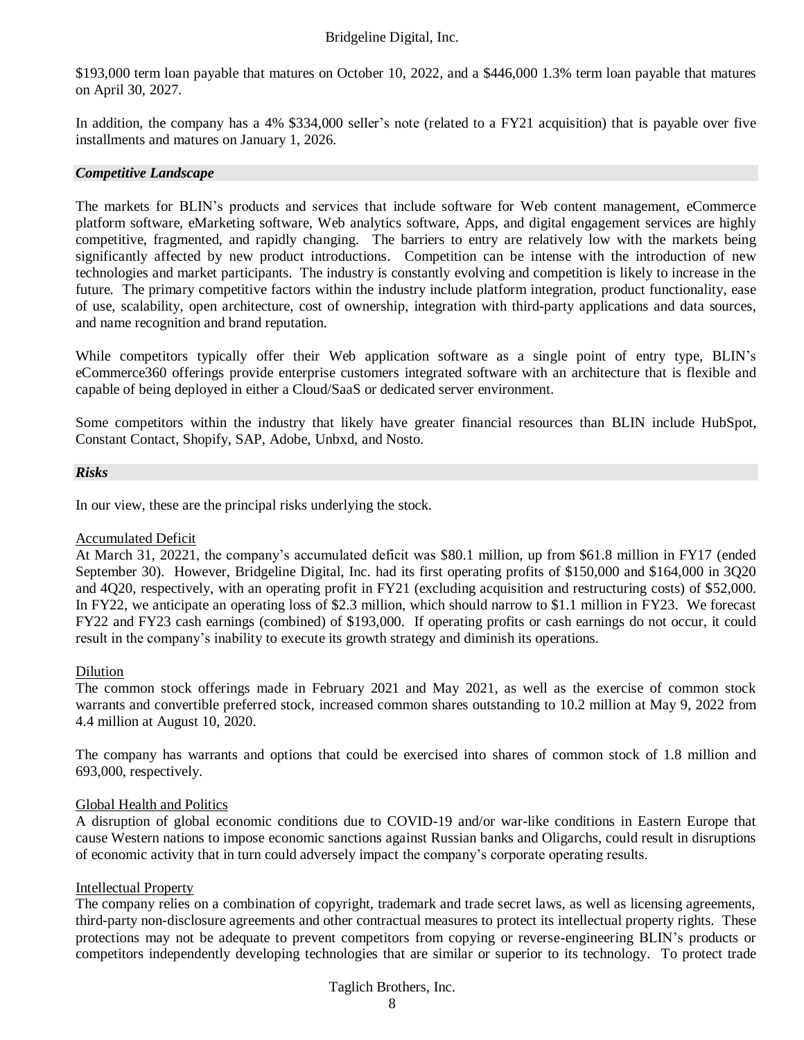$193,000 term loan payable that matures on October 10, 2022, and a $446,000 1.3% term loan payable that matures on April 30, 2027.

In addition, the company has a 4% $334,000 seller's note (related to a FY21 acquisition) that is payable over five installments and matures on January 1, 2026.

### *Competitive Landscape*

The markets for BLIN's products and services that include software for Web content management, eCommerce platform software, eMarketing software, Web analytics software, Apps, and digital engagement services are highly competitive, fragmented, and rapidly changing. The barriers to entry are relatively low with the markets being significantly affected by new product introductions. Competition can be intense with the introduction of new technologies and market participants. The industry is constantly evolving and competition is likely to increase in the future. The primary competitive factors within the industry include platform integration, product functionality, ease of use, scalability, open architecture, cost of ownership, integration with third-party applications and data sources, and name recognition and brand reputation.

While competitors typically offer their Web application software as a single point of entry type, BLIN's eCommerce360 offerings provide enterprise customers integrated software with an architecture that is flexible and capable of being deployed in either a Cloud/SaaS or dedicated server environment.

Some competitors within the industry that likely have greater financial resources than BLIN include HubSpot, Constant Contact, Shopify, SAP, Adobe, Unbxd, and Nosto.

### *Risks*

In our view, these are the principal risks underlying the stock.

Accumulated Deficit

At March 31, 20221, the company's accumulated deficit was $80.1 million, up from $61.8 million in FY17 (ended September 30). However, Bridgeline Digital, Inc. had its first operating profits of $150,000 and $164,000 in 3Q20 and 4Q20, respectively, with an operating profit in FY21 (excluding acquisition and restructuring costs) of $52,000. In FY22, we anticipate an operating loss of $2.3 million, which should narrow to $1.1 million in FY23. We forecast FY22 and FY23 cash earnings (combined) of $193,000. If operating profits or cash earnings do not occur, it could result in the company's inability to execute its growth strategy and diminish its operations.

Dilution

The common stock offerings made in February 2021 and May 2021, as well as the exercise of common stock warrants and convertible preferred stock, increased common shares outstanding to 10.2 million at May 9, 2022 from 4.4 million at August 10, 2020.

The company has warrants and options that could be exercised into shares of common stock of 1.8 million and 693,000, respectively.

Global Health and Politics

A disruption of global economic conditions due to COVID-19 and/or war-like conditions in Eastern Europe that cause Western nations to impose economic sanctions against Russian banks and Oligarchs, could result in disruptions of economic activity that in turn could adversely impact the company's corporate operating results.

Intellectual Property

The company relies on a combination of copyright, trademark and trade secret laws, as well as licensing agreements, third-party non-disclosure agreements and other contractual measures to protect its intellectual property rights. These protections may not be adequate to prevent competitors from copying or reverse-engineering BLIN's products or competitors independently developing technologies that are similar or superior to its technology. To protect trade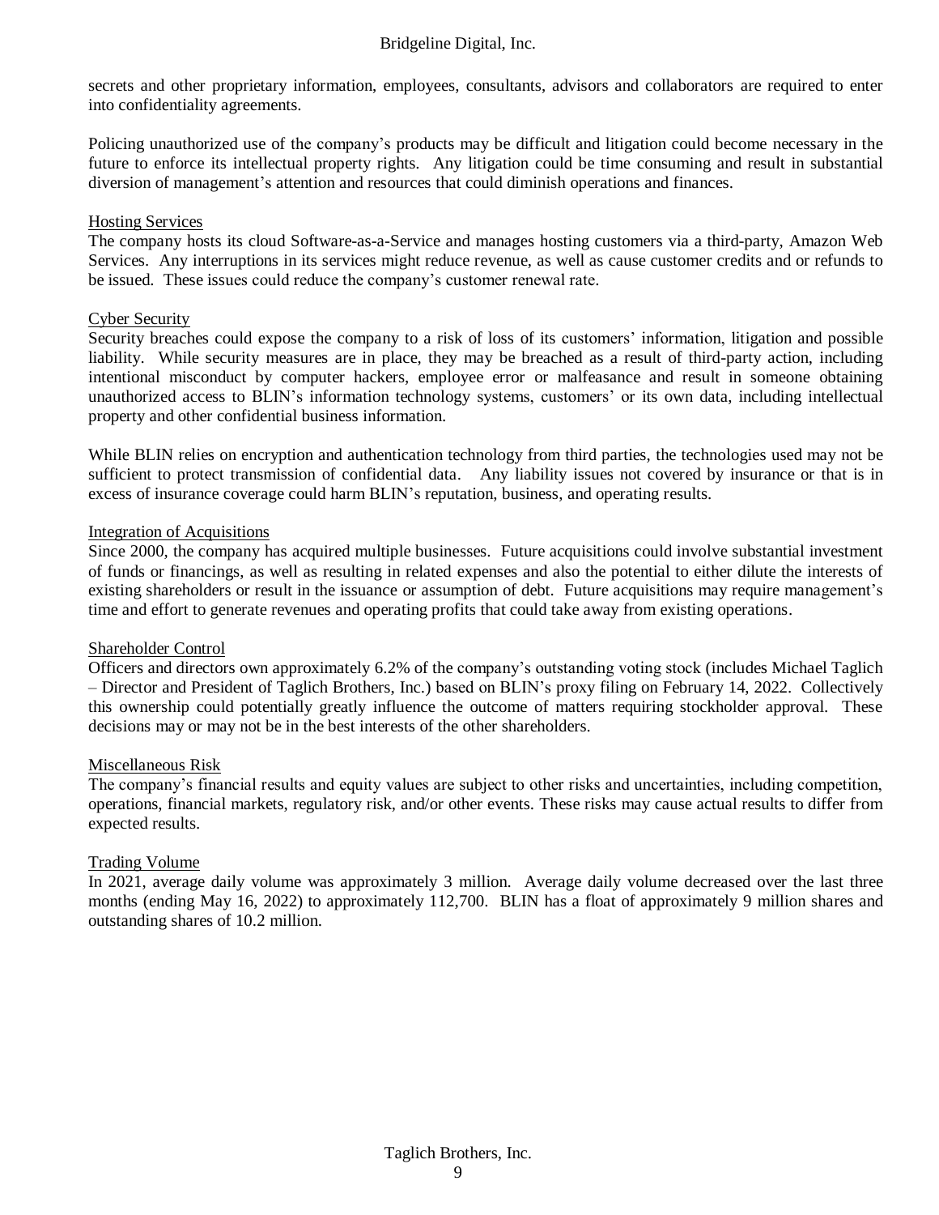secrets and other proprietary information, employees, consultants, advisors and collaborators are required to enter into confidentiality agreements.

Policing unauthorized use of the company's products may be difficult and litigation could become necessary in the future to enforce its intellectual property rights. Any litigation could be time consuming and result in substantial diversion of management's attention and resources that could diminish operations and finances.

### Hosting Services

The company hosts its cloud Software-as-a-Service and manages hosting customers via a third-party, Amazon Web Services. Any interruptions in its services might reduce revenue, as well as cause customer credits and or refunds to be issued. These issues could reduce the company's customer renewal rate.

### Cyber Security

Security breaches could expose the company to a risk of loss of its customers' information, litigation and possible liability. While security measures are in place, they may be breached as a result of third-party action, including intentional misconduct by computer hackers, employee error or malfeasance and result in someone obtaining unauthorized access to BLIN's information technology systems, customers' or its own data, including intellectual property and other confidential business information.

While BLIN relies on encryption and authentication technology from third parties, the technologies used may not be sufficient to protect transmission of confidential data. Any liability issues not covered by insurance or that is in excess of insurance coverage could harm BLIN's reputation, business, and operating results.

### Integration of Acquisitions

Since 2000, the company has acquired multiple businesses. Future acquisitions could involve substantial investment of funds or financings, as well as resulting in related expenses and also the potential to either dilute the interests of existing shareholders or result in the issuance or assumption of debt. Future acquisitions may require management's time and effort to generate revenues and operating profits that could take away from existing operations.

### Shareholder Control

Officers and directors own approximately 6.2% of the company's outstanding voting stock (includes Michael Taglich – Director and President of Taglich Brothers, Inc.) based on BLIN's proxy filing on February 14, 2022. Collectively this ownership could potentially greatly influence the outcome of matters requiring stockholder approval. These decisions may or may not be in the best interests of the other shareholders.

### Miscellaneous Risk

The company's financial results and equity values are subject to other risks and uncertainties, including competition, operations, financial markets, regulatory risk, and/or other events. These risks may cause actual results to differ from expected results.

### Trading Volume

In 2021, average daily volume was approximately 3 million. Average daily volume decreased over the last three months (ending May 16, 2022) to approximately 112,700. BLIN has a float of approximately 9 million shares and outstanding shares of 10.2 million.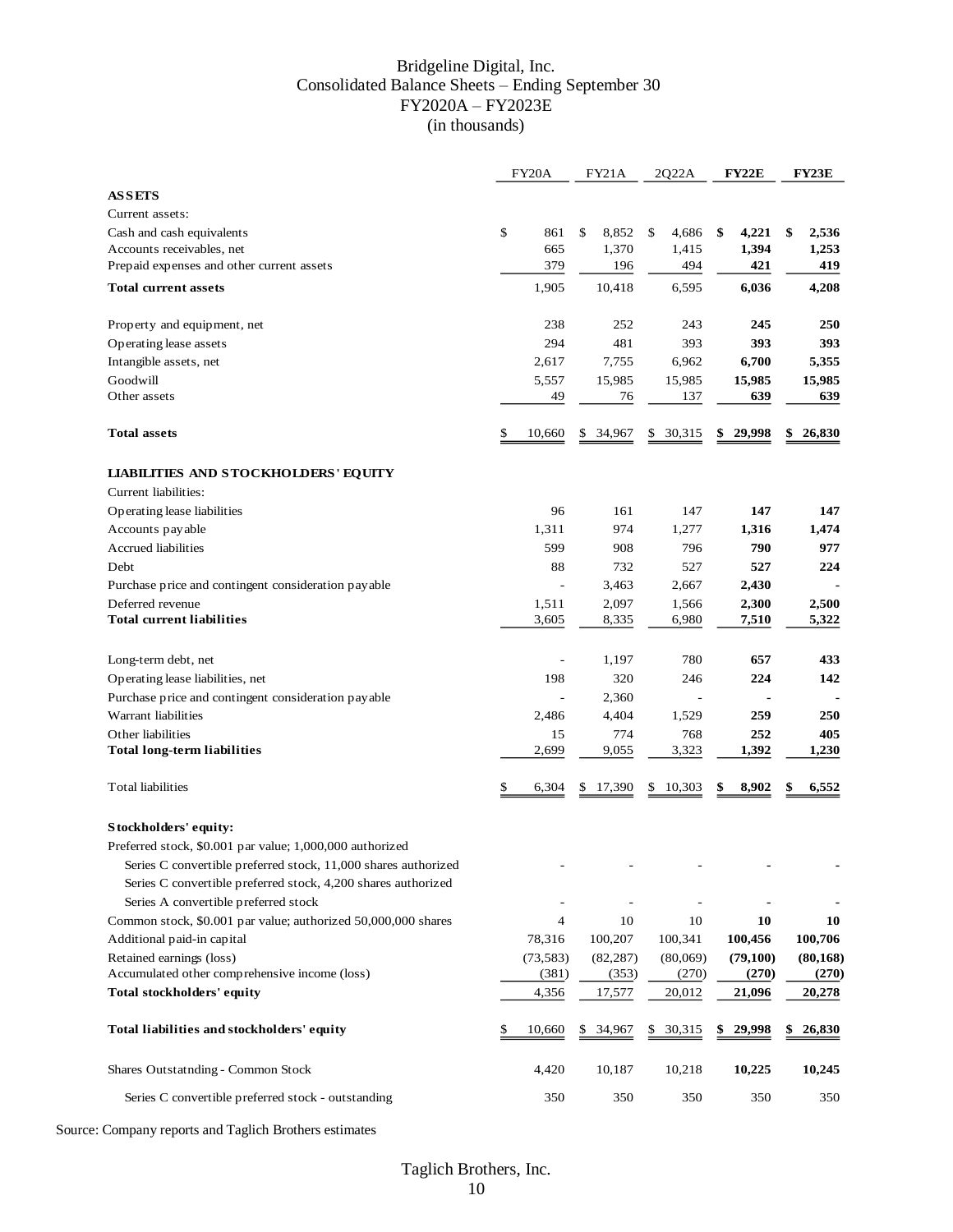# Bridgeline Digital, Inc.
## Consolidated Balance Sheets – Ending September 30
## FY2020A – FY2023E
## (in thousands)

| | FY20A | FY21A | 2Q22A | **FY22E** | **FY23E** |
|---|---|---|---|---|---|
| **ASSETS** | | | | | |
| Current assets: | | | | | |
| Cash and cash equivalents | $ 861 | $ 8,852 | $ 4,686 | **$ 4,221** | **$ 2,536** |
| Accounts receivables, net | 665 | 1,370 | 1,415 | **1,394** | **1,253** |
| Prepaid expenses and other current assets | 379 | 196 | 494 | **421** | **419** |
| **Total current assets** | 1,905 | 10,418 | 6,595 | **6,036** | **4,208** |
| Property and equipment, net | 238 | 252 | 243 | **245** | **250** |
| Operating lease assets | 294 | 481 | 393 | **393** | **393** |
| Intangible assets, net | 2,617 | 7,755 | 6,962 | **6,700** | **5,355** |
| Goodwill | 5,557 | 15,985 | 15,985 | **15,985** | **15,985** |
| Other assets | 49 | 76 | 137 | **639** | **639** |
| **Total assets** | $ 10,660 | $ 34,967 | $ 30,315 | **$ 29,998** | **$ 26,830** |
| **LIABILITIES AND STOCKHOLDERS' EQUITY** | | | | | |
| Current liabilities: | | | | | |
| Operating lease liabilities | 96 | 161 | 147 | **147** | **147** |
| Accounts payable | 1,311 | 974 | 1,277 | **1,316** | **1,474** |
| Accrued liabilities | 599 | 908 | 796 | **790** | **977** |
| Debt | 88 | 732 | 527 | **527** | **224** |
| Purchase price and contingent consideration payable | - | 3,463 | 2,667 | **2,430** | **-** |
| Deferred revenue | 1,511 | 2,097 | 1,566 | **2,300** | **2,500** |
| **Total current liabilities** | 3,605 | 8,335 | 6,980 | **7,510** | **5,322** |
| Long-term debt, net | - | 1,197 | 780 | **657** | **433** |
| Operating lease liabilities, net | 198 | 320 | 246 | **224** | **142** |
| Purchase price and contingent consideration payable | - | 2,360 | - | **-** | **-** |
| Warrant liabilities | 2,486 | 4,404 | 1,529 | **259** | **250** |
| Other liabilities | 15 | 774 | 768 | **252** | **405** |
| **Total long-term liabilities** | 2,699 | 9,055 | 3,323 | **1,392** | **1,230** |
| Total liabilities | $ 6,304 | $ 17,390 | $ 10,303 | **$ 8,902** | **$ 6,552** |
| **Stockholders' equity:** | | | | | |
| Preferred stock, $0.001 par value; 1,000,000 authorized | | | | | |
| Series C convertible preferred stock, 11,000 shares authorized | - | - | - | - | - |
| Series C convertible preferred stock, 4,200 shares authorized | | | | | |
| Series A convertible preferred stock | - | - | - | - | - |
| Common stock, $0.001 par value; authorized 50,000,000 shares | 4 | 10 | 10 | **10** | **10** |
| Additional paid-in capital | 78,316 | 100,207 | 100,341 | **100,456** | **100,706** |
| Retained earnings (loss) | (73,583) | (82,287) | (80,069) | **(79,100)** | **(80,168)** |
| Accumulated other comprehensive income (loss) | (381) | (353) | (270) | **(270)** | **(270)** |
| **Total stockholders' equity** | 4,356 | 17,577 | 20,012 | **21,096** | **20,278** |
| **Total liabilities and stockholders' equity** | $ 10,660 | $ 34,967 | $ 30,315 | **$ 29,998** | **$ 26,830** |
| Shares Outstatnding - Common Stock | 4,420 | 10,187 | 10,218 | **10,225** | **10,245** |
| Series C convertible preferred stock - outstanding | 350 | 350 | 350 | 350 | 350 |

Source: Company reports and Taglich Brothers estimates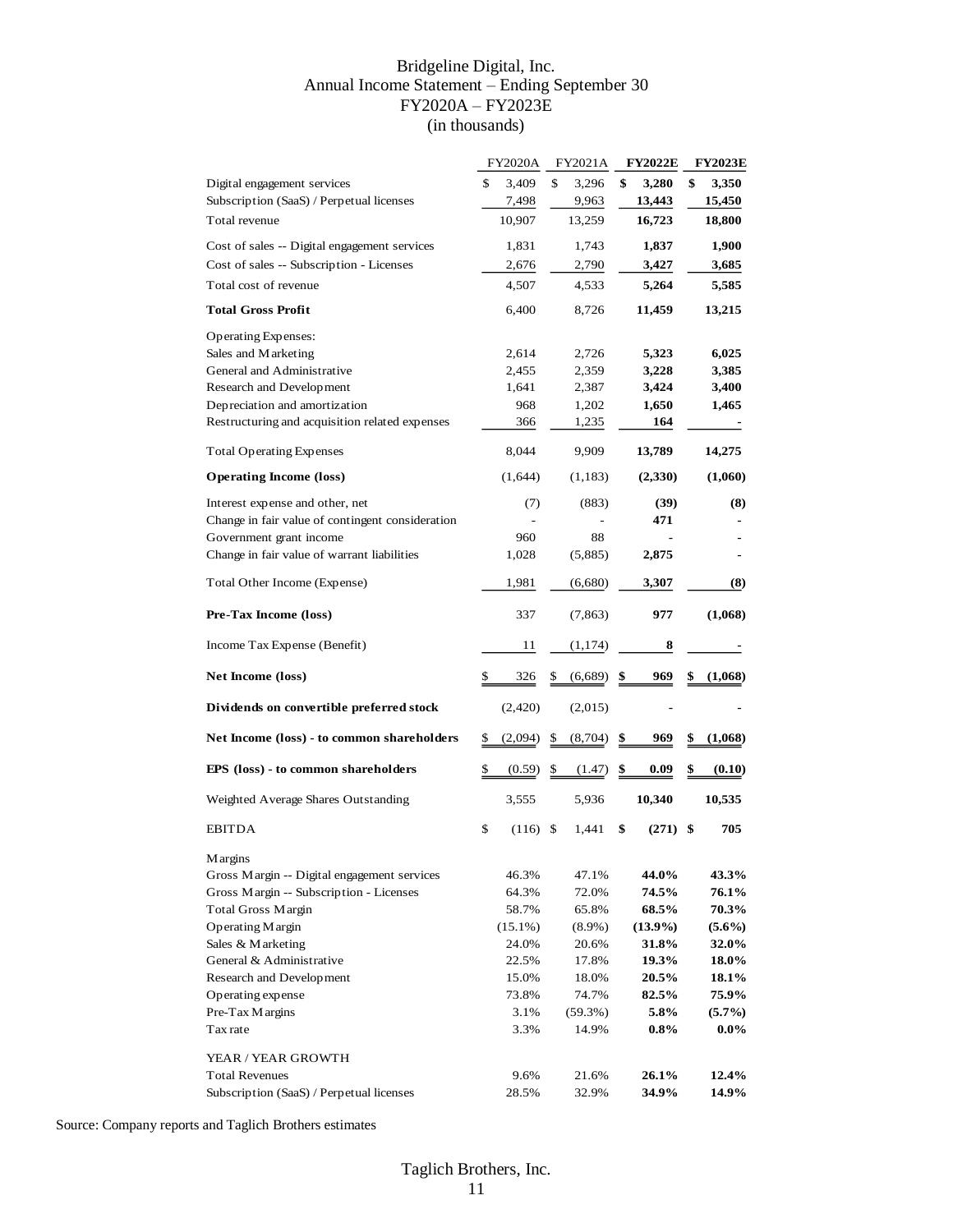# Bridgeline Digital, Inc.
## Annual Income Statement – Ending September 30
## FY2020A – FY2023E
## (in thousands)

| | FY2020A | FY2021A | **FY2022E** | **FY2023E** |
|---|---|---|---|---|
| Digital engagement services | $ 3,409 | $ 3,296 | **$ 3,280** | **$ 3,350** |
| Subscription (SaaS) / Perpetual licenses | 7,498 | 9,963 | **13,443** | **15,450** |
| Total revenue | 10,907 | 13,259 | **16,723** | **18,800** |
| Cost of sales -- Digital engagement services | 1,831 | 1,743 | **1,837** | **1,900** |
| Cost of sales -- Subscription - Licenses | 2,676 | 2,790 | **3,427** | **3,685** |
| Total cost of revenue | 4,507 | 4,533 | **5,264** | **5,585** |
| **Total Gross Profit** | 6,400 | 8,726 | **11,459** | **13,215** |
| Operating Expenses: | | | | |
| Sales and Marketing | 2,614 | 2,726 | **5,323** | **6,025** |
| General and Administrative | 2,455 | 2,359 | **3,228** | **3,385** |
| Research and Development | 1,641 | 2,387 | **3,424** | **3,400** |
| Depreciation and amortization | 968 | 1,202 | **1,650** | **1,465** |
| Restructuring and acquisition related expenses | 366 | 1,235 | **164** | **-** |
| Total Operating Expenses | 8,044 | 9,909 | **13,789** | **14,275** |
| **Operating Income (loss)** | (1,644) | (1,183) | **(2,330)** | **(1,060)** |
| Interest expense and other, net | (7) | (883) | **(39)** | **(8)** |
| Change in fair value of contingent consideration | - | - | **471** | **-** |
| Government grant income | 960 | 88 | **-** | **-** |
| Change in fair value of warrant liabilities | 1,028 | (5,885) | **2,875** | **-** |
| Total Other Income (Expense) | 1,981 | (6,680) | **3,307** | **(8)** |
| **Pre-Tax Income (loss)** | 337 | (7,863) | **977** | **(1,068)** |
| Income Tax Expense (Benefit) | 11 | (1,174) | **8** | **-** |
| **Net Income (loss)** | $ 326 | $ (6,689) | **$ 969** | **$ (1,068)** |
| **Dividends on convertible preferred stock** | (2,420) | (2,015) | **-** | **-** |
| **Net Income (loss) - to common shareholders** | $ (2,094) | $ (8,704) | **$ 969** | **$ (1,068)** |
| **EPS (loss) - to common shareholders** | $ (0.59) | $ (1.47) | **$ 0.09** | **$ (0.10)** |
| Weighted Average Shares Outstanding | 3,555 | 5,936 | **10,340** | **10,535** |
| EBITDA | $ (116) | $ 1,441 | **$ (271)** | **$ 705** |
| Margins | | | | |
| Gross Margin -- Digital engagement services | 46.3% | 47.1% | **44.0%** | **43.3%** |
| Gross Margin -- Subscription - Licenses | 64.3% | 72.0% | **74.5%** | **76.1%** |
| Total Gross Margin | 58.7% | 65.8% | **68.5%** | **70.3%** |
| Operating Margin | (15.1%) | (8.9%) | **(13.9%)** | **(5.6%)** |
| Sales & Marketing | 24.0% | 20.6% | **31.8%** | **32.0%** |
| General & Administrative | 22.5% | 17.8% | **19.3%** | **18.0%** |
| Research and Development | 15.0% | 18.0% | **20.5%** | **18.1%** |
| Operating expense | 73.8% | 74.7% | **82.5%** | **75.9%** |
| Pre-Tax Margins | 3.1% | (59.3%) | **5.8%** | **(5.7%)** |
| Tax rate | 3.3% | 14.9% | **0.8%** | **0.0%** |
| YEAR / YEAR GROWTH | | | | |
| Total Revenues | 9.6% | 21.6% | **26.1%** | **12.4%** |
| Subscription (SaaS) / Perpetual licenses | 28.5% | 32.9% | **34.9%** | **14.9%** |

Source: Company reports and Taglich Brothers estimates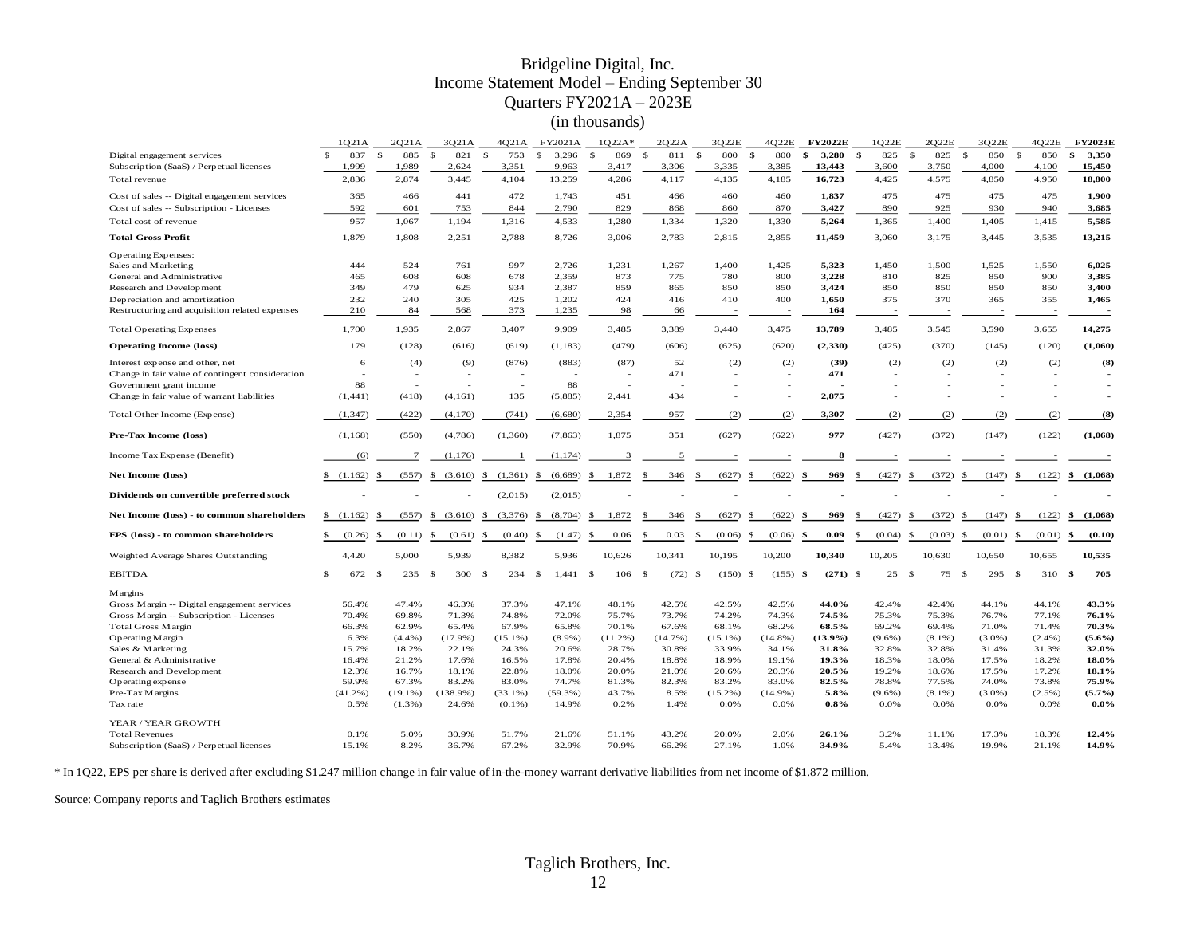# Bridgeline Digital, Inc.
## Income Statement Model – Ending September 30
### Quarters FY2021A – 2023E
### (in thousands)

| | 1Q21A | 2Q21A | 3Q21A | 4Q21A | FY2021A | 1Q22A* | 2Q22A | 3Q22E | 4Q22E | **FY2022E** | 1Q22E | 2Q22E | 3Q22E | 4Q22E | **FY2023E** |
|---|---|---|---|---|---|---|---|---|---|---|---|---|---|---|---|
| Digital engagement services | $ 837 | $ 885 | $ 821 | $ 753 | $ 3,296 | $ 869 | $ 811 | $ 800 | $ 800 | **$ 3,280** | $ 825 | $ 825 | $ 850 | $ 850 | **$ 3,350** |
| Subscription (SaaS) / Perpetual licenses | 1,999 | 1,989 | 2,624 | 3,351 | 9,963 | 3,417 | 3,306 | 3,335 | 3,385 | **13,443** | 3,600 | 3,750 | 4,000 | 4,100 | **15,450** |
| Total revenue | 2,836 | 2,874 | 3,445 | 4,104 | 13,259 | 4,286 | 4,117 | 4,135 | 4,185 | **16,723** | 4,425 | 4,575 | 4,850 | 4,950 | **18,800** |
| Cost of sales -- Digital engagement services | 365 | 466 | 441 | 472 | 1,743 | 451 | 466 | 460 | 460 | **1,837** | 475 | 475 | 475 | 475 | **1,900** |
| Cost of sales -- Subscription - Licenses | 592 | 601 | 753 | 844 | 2,790 | 829 | 868 | 860 | 870 | **3,427** | 890 | 925 | 930 | 940 | **3,685** |
| Total cost of revenue | 957 | 1,067 | 1,194 | 1,316 | 4,533 | 1,280 | 1,334 | 1,320 | 1,330 | **5,264** | 1,365 | 1,400 | 1,405 | 1,415 | **5,585** |
| **Total Gross Profit** | 1,879 | 1,808 | 2,251 | 2,788 | 8,726 | 3,006 | 2,783 | 2,815 | 2,855 | **11,459** | 3,060 | 3,175 | 3,445 | 3,535 | **13,215** |
| Operating Expenses: | | | | | | | | | | | | | | | |
| Sales and Marketing | 444 | 524 | 761 | 997 | 2,726 | 1,231 | 1,267 | 1,400 | 1,425 | **5,323** | 1,450 | 1,500 | 1,525 | 1,550 | **6,025** |
| General and Administrative | 465 | 608 | 608 | 678 | 2,359 | 873 | 775 | 780 | 800 | **3,228** | 810 | 825 | 850 | 900 | **3,385** |
| Research and Development | 349 | 479 | 625 | 934 | 2,387 | 859 | 865 | 850 | 850 | **3,424** | 850 | 850 | 850 | 850 | **3,400** |
| Depreciation and amortization | 232 | 240 | 305 | 425 | 1,202 | 424 | 416 | 410 | 400 | **1,650** | 375 | 370 | 365 | 355 | **1,465** |
| Restructuring and acquisition related expenses | 210 | 84 | 568 | 373 | 1,235 | 98 | 66 | - | - | **164** | - | - | - | - | **-** |
| Total Operating Expenses | 1,700 | 1,935 | 2,867 | 3,407 | 9,909 | 3,485 | 3,389 | 3,440 | 3,475 | **13,789** | 3,485 | 3,545 | 3,590 | 3,655 | **14,275** |
| **Operating Income (loss)** | 179 | (128) | (616) | (619) | (1,183) | (479) | (606) | (625) | (620) | **(2,330)** | (425) | (370) | (145) | (120) | **(1,060)** |
| Interest expense and other, net | 6 | (4) | (9) | (876) | (883) | (87) | 52 | (2) | (2) | **(39)** | (2) | (2) | (2) | (2) | **(8)** |
| Change in fair value of contingent consideration | - | - | - | - | - | - | 471 | - | - | **471** | - | - | - | - | **-** |
| Government grant income | 88 | - | - | - | 88 | - | - | - | - | **-** | - | - | - | - | **-** |
| Change in fair value of warrant liabilities | (1,441) | (418) | (4,161) | 135 | (5,885) | 2,441 | 434 | - | - | **2,875** | - | - | - | - | **-** |
| Total Other Income (Expense) | (1,347) | (422) | (4,170) | (741) | (6,680) | 2,354 | 957 | (2) | (2) | **3,307** | (2) | (2) | (2) | (2) | **(8)** |
| **Pre-Tax Income (loss)** | (1,168) | (550) | (4,786) | (1,360) | (7,863) | 1,875 | 351 | (627) | (622) | **977** | (427) | (372) | (147) | (122) | **(1,068)** |
| Income Tax Expense (Benefit) | (6) | 7 | (1,176) | 1 | (1,174) | 3 | 5 | - | - | **8** | - | - | - | - | **-** |
| **Net Income (loss)** | $ (1,162) | $ (557) | $ (3,610) | $ (1,361) | $ (6,689) | $ 1,872 | $ 346 | $ (627) | $ (622) | **$ 969** | $ (427) | $ (372) | $ (147) | $ (122) | **$ (1,068)** |
| **Dividends on convertible preferred stock** | - | - | - | (2,015) | (2,015) | - | - | - | - | **-** | - | - | - | - | **-** |
| **Net Income (loss) - to common shareholders** | $ (1,162) | $ (557) | $ (3,610) | $ (3,376) | $ (8,704) | $ 1,872 | $ 346 | $ (627) | $ (622) | **$ 969** | $ (427) | $ (372) | $ (147) | $ (122) | **$ (1,068)** |
| **EPS (loss) - to common shareholders** | $ (0.26) | $ (0.11) | $ (0.61) | $ (0.40) | $ (1.47) | $ 0.06 | $ 0.03 | $ (0.06) | $ (0.06) | **$ 0.09** | $ (0.04) | $ (0.03) | $ (0.01) | $ (0.01) | **$ (0.10)** |
| Weighted Average Shares Outstanding | 4,420 | 5,000 | 5,939 | 8,382 | 5,936 | 10,626 | 10,341 | 10,195 | 10,200 | **10,340** | 10,205 | 10,630 | 10,650 | 10,655 | **10,535** |
| EBITDA | $ 672 | $ 235 | $ 300 | $ 234 | $ 1,441 | $ 106 | $ (72) | $ (150) | $ (155) | **$ (271)** | $ 25 | $ 75 | $ 295 | $ 310 | **$ 705** |
| Margins | | | | | | | | | | | | | | | |
| Gross Margin -- Digital engagement services | 56.4% | 47.4% | 46.3% | 37.3% | 47.1% | 48.1% | 42.5% | 42.5% | 42.5% | **44.0%** | 42.4% | 42.4% | 44.1% | 44.1% | **43.3%** |
| Gross Margin -- Subscription - Licenses | 70.4% | 69.8% | 71.3% | 74.8% | 72.0% | 75.7% | 73.7% | 74.2% | 74.3% | **74.5%** | 75.3% | 75.3% | 76.7% | 77.1% | **76.1%** |
| Total Gross Margin | 66.3% | 62.9% | 65.4% | 67.9% | 65.8% | 70.1% | 67.6% | 68.1% | 68.2% | **68.5%** | 69.2% | 69.4% | 71.0% | 71.4% | **70.3%** |
| Operating Margin | 6.3% | (4.4%) | (17.9%) | (15.1%) | (8.9%) | (11.2%) | (14.7%) | (15.1%) | (14.8%) | **(13.9%)** | (9.6%) | (8.1%) | (3.0%) | (2.4%) | **(5.6%)** |
| Sales & Marketing | 15.7% | 18.2% | 22.1% | 24.3% | 20.6% | 28.7% | 30.8% | 33.9% | 34.1% | **31.8%** | 32.8% | 32.8% | 31.4% | 31.3% | **32.0%** |
| General & Administrative | 16.4% | 21.2% | 17.6% | 16.5% | 17.8% | 20.4% | 18.8% | 18.9% | 19.1% | **19.3%** | 18.3% | 18.0% | 17.5% | 18.2% | **18.0%** |
| Research and Development | 12.3% | 16.7% | 18.1% | 22.8% | 18.0% | 20.0% | 21.0% | 20.6% | 20.3% | **20.5%** | 19.2% | 18.6% | 17.5% | 17.2% | **18.1%** |
| Operating expense | 59.9% | 67.3% | 83.2% | 83.0% | 74.7% | 81.3% | 82.3% | 83.2% | 83.0% | **82.5%** | 78.8% | 77.5% | 74.0% | 73.8% | **75.9%** |
| Pre-Tax Margins | (41.2%) | (19.1%) | (138.9%) | (33.1%) | (59.3%) | 43.7% | 8.5% | (15.2%) | (14.9%) | **5.8%** | (9.6%) | (8.1%) | (3.0%) | (2.5%) | **(5.7%)** |
| Tax rate | 0.5% | (1.3%) | 24.6% | (0.1%) | 14.9% | 0.2% | 1.4% | 0.0% | 0.0% | **0.8%** | 0.0% | 0.0% | 0.0% | 0.0% | **0.0%** |
| YEAR / YEAR GROWTH | | | | | | | | | | | | | | | |
| Total Revenues | 0.1% | 5.0% | 30.9% | 51.7% | 21.6% | 51.1% | 43.2% | 20.0% | 2.0% | **26.1%** | 3.2% | 11.1% | 17.3% | 18.3% | **12.4%** |
| Subscription (SaaS) / Perpetual licenses | 15.1% | 8.2% | 36.7% | 67.2% | 32.9% | 70.9% | 66.2% | 27.1% | 1.0% | **34.9%** | 5.4% | 13.4% | 19.9% | 21.1% | **14.9%** |

* In 1Q22, EPS per share is derived after excluding $1.247 million change in fair value of in-the-money warrant derivative liabilities from net income of $1.872 million.

Source: Company reports and Taglich Brothers estimates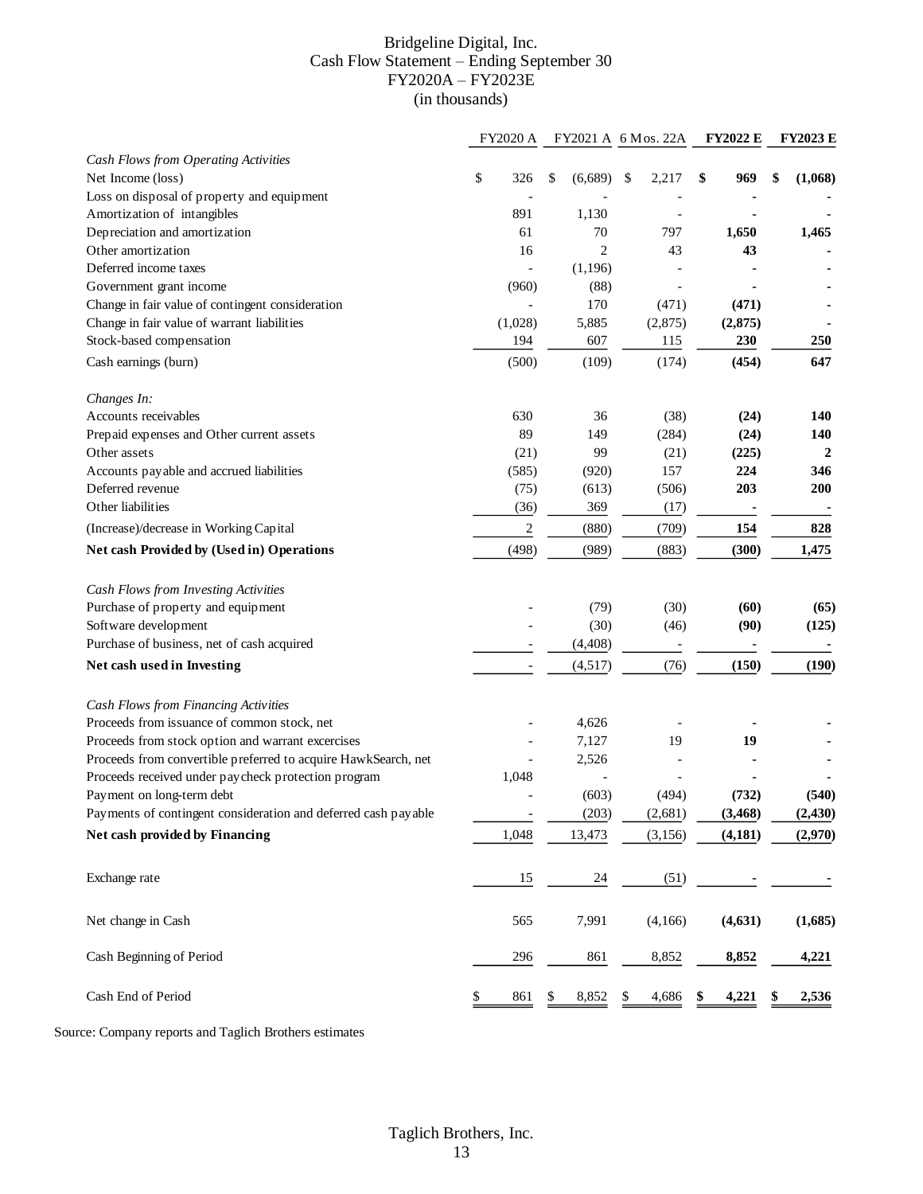# Bridgeline Digital, Inc.
## Cash Flow Statement – Ending September 30
## FY2020A – FY2023E
## (in thousands)

| | FY2020 A | FY2021 A | 6 Mos. 22A | **FY2022 E** | **FY2023 E** |
|---|---|---|---|---|---|
| *Cash Flows from Operating Activities* | | | | | |
| Net Income (loss) | $ 326 | $ (6,689) | $ 2,217 | **$ 969** | **$ (1,068)** |
| Loss on disposal of property and equipment | - | - | - | **-** | **-** |
| Amortization of intangibles | 891 | 1,130 | - | **-** | **-** |
| Depreciation and amortization | 61 | 70 | 797 | **1,650** | **1,465** |
| Other amortization | 16 | 2 | 43 | **43** | **-** |
| Deferred income taxes | - | (1,196) | - | **-** | **-** |
| Government grant income | (960) | (88) | - | **-** | **-** |
| Change in fair value of contingent consideration | - | 170 | (471) | **(471)** | **-** |
| Change in fair value of warrant liabilities | (1,028) | 5,885 | (2,875) | **(2,875)** | **-** |
| Stock-based compensation | 194 | 607 | 115 | **230** | **250** |
| Cash earnings (burn) | (500) | (109) | (174) | **(454)** | **647** |
| *Changes In:* | | | | | |
| Accounts receivables | 630 | 36 | (38) | **(24)** | **140** |
| Prepaid expenses and Other current assets | 89 | 149 | (284) | **(24)** | **140** |
| Other assets | (21) | 99 | (21) | **(225)** | **2** |
| Accounts payable and accrued liabilities | (585) | (920) | 157 | **224** | **346** |
| Deferred revenue | (75) | (613) | (506) | **203** | **200** |
| Other liabilities | (36) | 369 | (17) | **-** | **-** |
| (Increase)/decrease in Working Capital | 2 | (880) | (709) | **154** | **828** |
| **Net cash Provided by (Used in) Operations** | (498) | (989) | (883) | **(300)** | **1,475** |
| *Cash Flows from Investing Activities* | | | | | |
| Purchase of property and equipment | - | (79) | (30) | **(60)** | **(65)** |
| Software development | - | (30) | (46) | **(90)** | **(125)** |
| Purchase of business, net of cash acquired | - | (4,408) | - | **-** | **-** |
| **Net cash used in Investing** | - | (4,517) | (76) | **(150)** | **(190)** |
| *Cash Flows from Financing Activities* | | | | | |
| Proceeds from issuance of common stock, net | - | 4,626 | - | **-** | **-** |
| Proceeds from stock option and warrant excercises | - | 7,127 | 19 | **19** | **-** |
| Proceeds from convertible preferred to acquire HawkSearch, net | - | 2,526 | - | **-** | **-** |
| Proceeds received under paycheck protection program | 1,048 | - | - | **-** | **-** |
| Payment on long-term debt | - | (603) | (494) | **(732)** | **(540)** |
| Payments of contingent consideration and deferred cash payable | - | (203) | (2,681) | **(3,468)** | **(2,430)** |
| **Net cash provided by Financing** | 1,048 | 13,473 | (3,156) | **(4,181)** | **(2,970)** |
| Exchange rate | 15 | 24 | (51) | **-** | **-** |
| Net change in Cash | 565 | 7,991 | (4,166) | **(4,631)** | **(1,685)** |
| Cash Beginning of Period | 296 | 861 | 8,852 | **8,852** | **4,221** |
| Cash End of Period | $ 861 | $ 8,852 | $ 4,686 | **$ 4,221** | **$ 2,536** |

Source: Company reports and Taglich Brothers estimates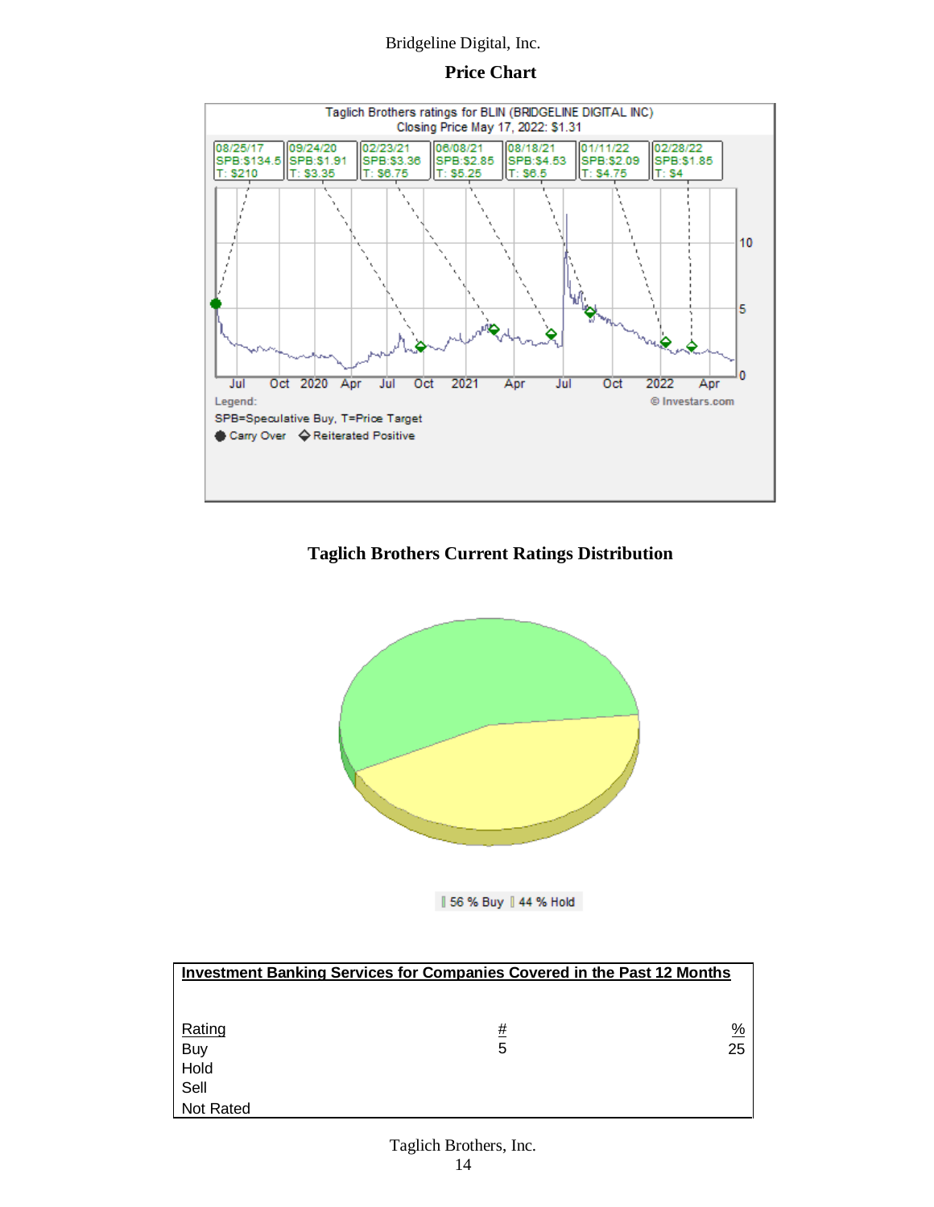Bridgeline Digital, Inc.

**Price Chart**

Taglich Brothers ratings for BLIN (BRIDGELINE DIGITAL INC)
Closing Price May 17, 2022: $1.31

| 08/25/17 | 09/24/20 | 02/23/21 | 06/08/21 | 08/18/21 | 01/11/22 | 02/28/22 |
|---|---|---|---|---|---|---|
| SPB:$134.5 | SPB:$1.91 | SPB:$3.36 | SPB:$2.85 | SPB:$4.53 | SPB:$2.09 | SPB:$1.85 |
| T: $210 | T: $3.35 | T: $6.75 | T: $5.25 | T: $6.5 | T: $4.75 | T: $4 |

Legend:
SPB=Speculative Buy, T=Price Target
Carry Over ◆ Reiterated Positive

© Investars.com

**Taglich Brothers Current Ratings Distribution**

56 % Buy 44 % Hold

| Investment Banking Services for Companies Covered in the Past 12 Months | | |
|---|---|---|
| Rating | # | % |
| Buy | 5 | 25 |
| Hold | | |
| Sell | | |
| Not Rated | | |

Taglich Brothers, Inc.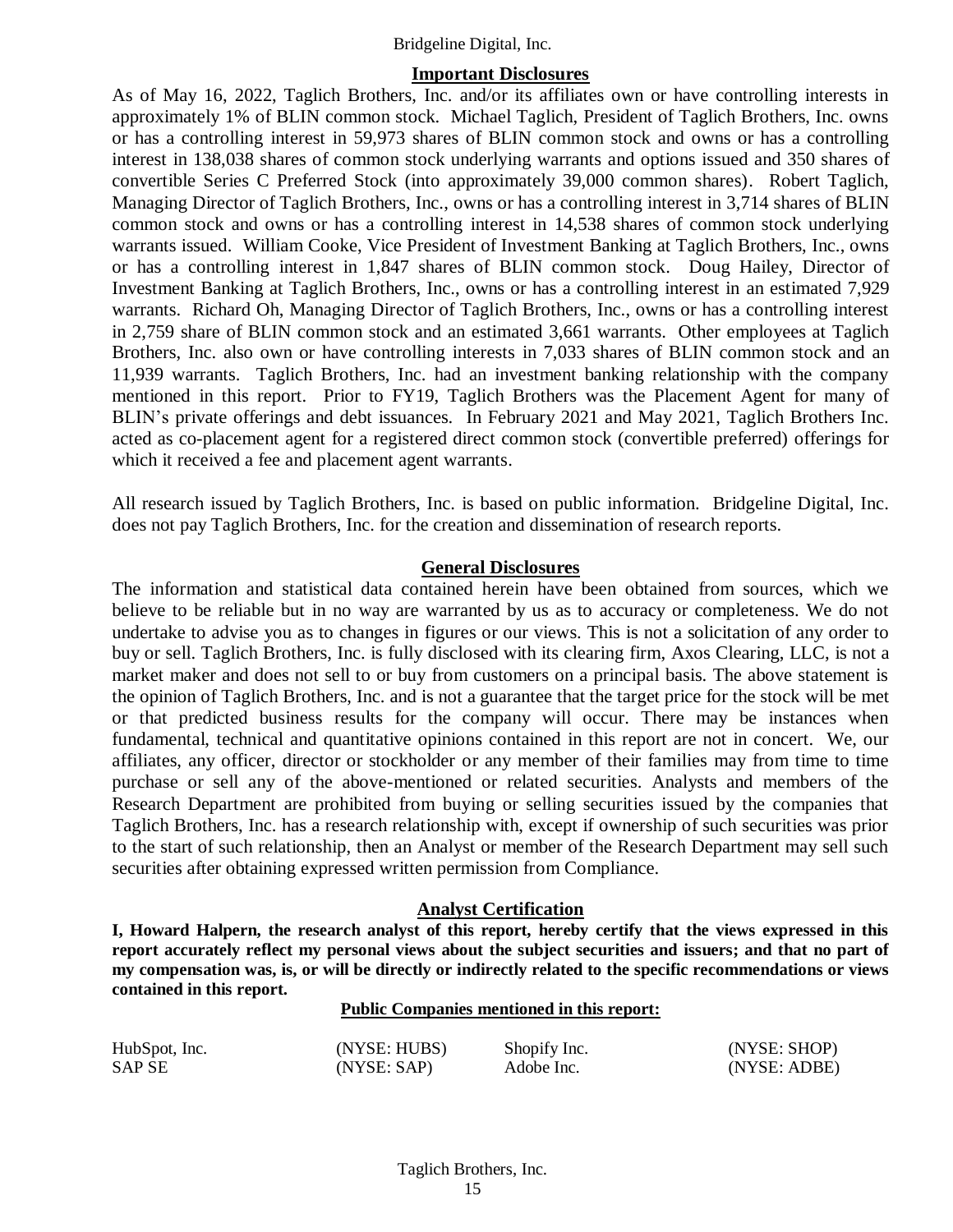## Important Disclosures

As of May 16, 2022, Taglich Brothers, Inc. and/or its affiliates own or have controlling interests in approximately 1% of BLIN common stock. Michael Taglich, President of Taglich Brothers, Inc. owns or has a controlling interest in 59,973 shares of BLIN common stock and owns or has a controlling interest in 138,038 shares of common stock underlying warrants and options issued and 350 shares of convertible Series C Preferred Stock (into approximately 39,000 common shares). Robert Taglich, Managing Director of Taglich Brothers, Inc., owns or has a controlling interest in 3,714 shares of BLIN common stock and owns or has a controlling interest in 14,538 shares of common stock underlying warrants issued. William Cooke, Vice President of Investment Banking at Taglich Brothers, Inc., owns or has a controlling interest in 1,847 shares of BLIN common stock. Doug Hailey, Director of Investment Banking at Taglich Brothers, Inc., owns or has a controlling interest in an estimated 7,929 warrants. Richard Oh, Managing Director of Taglich Brothers, Inc., owns or has a controlling interest in 2,759 share of BLIN common stock and an estimated 3,661 warrants. Other employees at Taglich Brothers, Inc. also own or have controlling interests in 7,033 shares of BLIN common stock and an 11,939 warrants. Taglich Brothers, Inc. had an investment banking relationship with the company mentioned in this report. Prior to FY19, Taglich Brothers was the Placement Agent for many of BLIN's private offerings and debt issuances. In February 2021 and May 2021, Taglich Brothers Inc. acted as co-placement agent for a registered direct common stock (convertible preferred) offerings for which it received a fee and placement agent warrants.

All research issued by Taglich Brothers, Inc. is based on public information. Bridgeline Digital, Inc. does not pay Taglich Brothers, Inc. for the creation and dissemination of research reports.

## General Disclosures

The information and statistical data contained herein have been obtained from sources, which we believe to be reliable but in no way are warranted by us as to accuracy or completeness. We do not undertake to advise you as to changes in figures or our views. This is not a solicitation of any order to buy or sell. Taglich Brothers, Inc. is fully disclosed with its clearing firm, Axos Clearing, LLC, is not a market maker and does not sell to or buy from customers on a principal basis. The above statement is the opinion of Taglich Brothers, Inc. and is not a guarantee that the target price for the stock will be met or that predicted business results for the company will occur. There may be instances when fundamental, technical and quantitative opinions contained in this report are not in concert. We, our affiliates, any officer, director or stockholder or any member of their families may from time to time purchase or sell any of the above-mentioned or related securities. Analysts and members of the Research Department are prohibited from buying or selling securities issued by the companies that Taglich Brothers, Inc. has a research relationship with, except if ownership of such securities was prior to the start of such relationship, then an Analyst or member of the Research Department may sell such securities after obtaining expressed written permission from Compliance.

## Analyst Certification

**I, Howard Halpern, the research analyst of this report, hereby certify that the views expressed in this report accurately reflect my personal views about the subject securities and issuers; and that no part of my compensation was, is, or will be directly or indirectly related to the specific recommendations or views contained in this report.**

**Public Companies mentioned in this report:**

| | | | |
|---|---|---|---|
| HubSpot, Inc. | (NYSE: HUBS) | Shopify Inc. | (NYSE: SHOP) |
| SAP SE | (NYSE: SAP) | Adobe Inc. | (NYSE: ADBE) |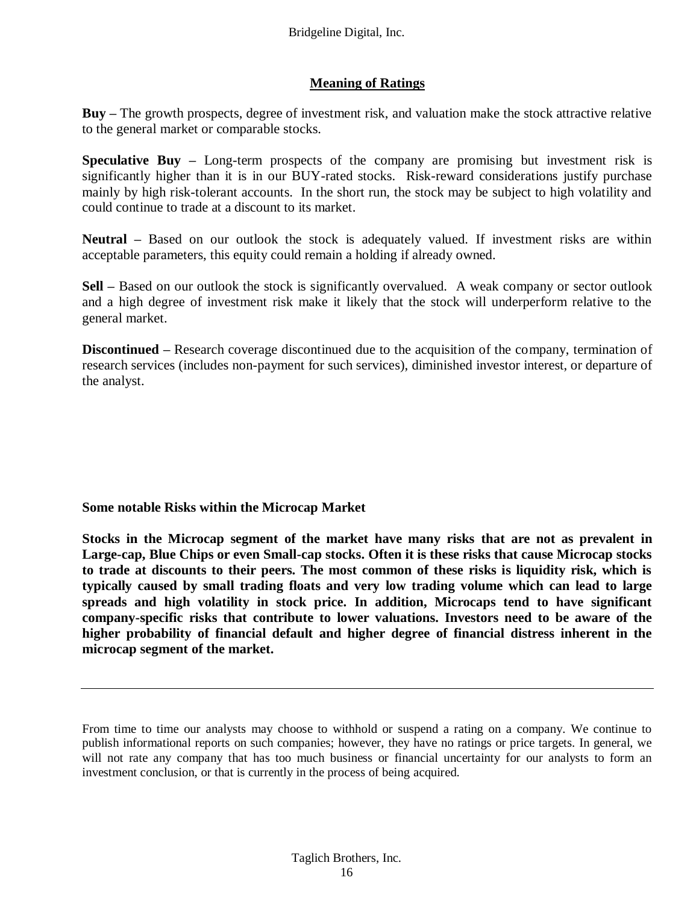## Meaning of Ratings

**Buy –** The growth prospects, degree of investment risk, and valuation make the stock attractive relative to the general market or comparable stocks.

**Speculative Buy –** Long-term prospects of the company are promising but investment risk is significantly higher than it is in our BUY-rated stocks. Risk-reward considerations justify purchase mainly by high risk-tolerant accounts. In the short run, the stock may be subject to high volatility and could continue to trade at a discount to its market.

**Neutral –** Based on our outlook the stock is adequately valued. If investment risks are within acceptable parameters, this equity could remain a holding if already owned.

**Sell –** Based on our outlook the stock is significantly overvalued. A weak company or sector outlook and a high degree of investment risk make it likely that the stock will underperform relative to the general market.

**Discontinued –** Research coverage discontinued due to the acquisition of the company, termination of research services (includes non-payment for such services), diminished investor interest, or departure of the analyst.

**Some notable Risks within the Microcap Market**

**Stocks in the Microcap segment of the market have many risks that are not as prevalent in Large-cap, Blue Chips or even Small-cap stocks. Often it is these risks that cause Microcap stocks to trade at discounts to their peers. The most common of these risks is liquidity risk, which is typically caused by small trading floats and very low trading volume which can lead to large spreads and high volatility in stock price. In addition, Microcaps tend to have significant company-specific risks that contribute to lower valuations. Investors need to be aware of the higher probability of financial default and higher degree of financial distress inherent in the microcap segment of the market.**

---

From time to time our analysts may choose to withhold or suspend a rating on a company. We continue to publish informational reports on such companies; however, they have no ratings or price targets. In general, we will not rate any company that has too much business or financial uncertainty for our analysts to form an investment conclusion, or that is currently in the process of being acquired.